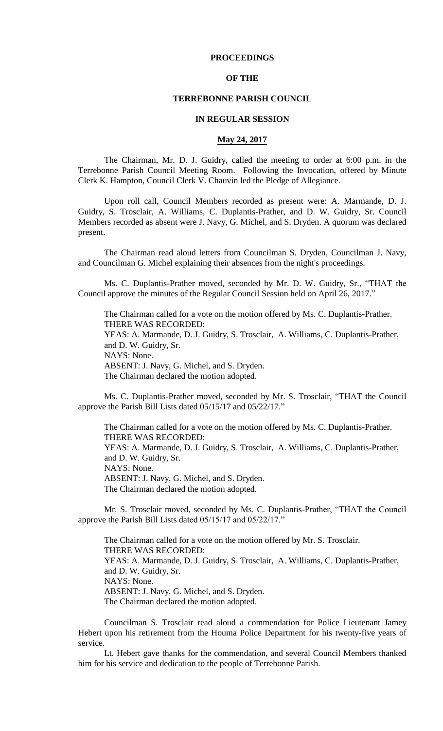**PROCEEDINGS**

**OF THE**

**TERREBONNE PARISH COUNCIL**

**IN REGULAR SESSION**

**May 24, 2017**

The Chairman, Mr. D. J. Guidry, called the meeting to order at 6:00 p.m. in the Terrebonne Parish Council Meeting Room. Following the Invocation, offered by Minute Clerk K. Hampton, Council Clerk V. Chauvin led the Pledge of Allegiance.

Upon roll call, Council Members recorded as present were: A. Marmande, D. J. Guidry, S. Trosclair, A. Williams, C. Duplantis-Prather, and D. W. Guidry, Sr. Council Members recorded as absent were J. Navy, G. Michel, and S. Dryden. A quorum was declared present.

The Chairman read aloud letters from Councilman S. Dryden, Councilman J. Navy, and Councilman G. Michel explaining their absences from the night's proceedings.

Ms. C. Duplantis-Prather moved, seconded by Mr. D. W. Guidry, Sr., "THAT the Council approve the minutes of the Regular Council Session held on April 26, 2017."

The Chairman called for a vote on the motion offered by Ms. C. Duplantis-Prather.
THERE WAS RECORDED:
YEAS: A. Marmande, D. J. Guidry, S. Trosclair, A. Williams, C. Duplantis-Prather, and D. W. Guidry, Sr.
NAYS: None.
ABSENT: J. Navy, G. Michel, and S. Dryden.
The Chairman declared the motion adopted.

Ms. C. Duplantis-Prather moved, seconded by Mr. S. Trosclair, "THAT the Council approve the Parish Bill Lists dated 05/15/17 and 05/22/17."

The Chairman called for a vote on the motion offered by Ms. C. Duplantis-Prather.
THERE WAS RECORDED:
YEAS: A. Marmande, D. J. Guidry, S. Trosclair, A. Williams, C. Duplantis-Prather, and D. W. Guidry, Sr.
NAYS: None.
ABSENT: J. Navy, G. Michel, and S. Dryden.
The Chairman declared the motion adopted.

Mr. S. Trosclair moved, seconded by Ms. C. Duplantis-Prather, "THAT the Council approve the Parish Bill Lists dated 05/15/17 and 05/22/17."

The Chairman called for a vote on the motion offered by Mr. S. Trosclair.
THERE WAS RECORDED:
YEAS: A. Marmande, D. J. Guidry, S. Trosclair, A. Williams, C. Duplantis-Prather, and D. W. Guidry, Sr.
NAYS: None.
ABSENT: J. Navy, G. Michel, and S. Dryden.
The Chairman declared the motion adopted.

Councilman S. Trosclair read aloud a commendation for Police Lieutenant Jamey Hebert upon his retirement from the Houma Police Department for his twenty-five years of service.

Lt. Hebert gave thanks for the commendation, and several Council Members thanked him for his service and dedication to the people of Terrebonne Parish.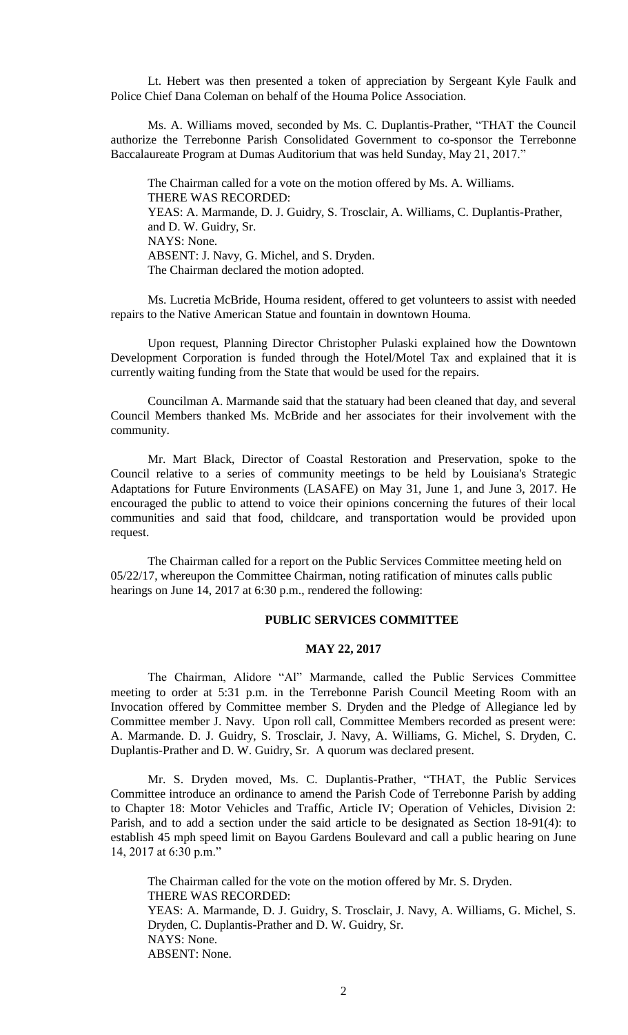Lt. Hebert was then presented a token of appreciation by Sergeant Kyle Faulk and Police Chief Dana Coleman on behalf of the Houma Police Association.

Ms. A. Williams moved, seconded by Ms. C. Duplantis-Prather, "THAT the Council authorize the Terrebonne Parish Consolidated Government to co-sponsor the Terrebonne Baccalaureate Program at Dumas Auditorium that was held Sunday, May 21, 2017."

The Chairman called for a vote on the motion offered by Ms. A. Williams.
THERE WAS RECORDED:
YEAS: A. Marmande, D. J. Guidry, S. Trosclair, A. Williams, C. Duplantis-Prather, and D. W. Guidry, Sr.
NAYS: None.
ABSENT: J. Navy, G. Michel, and S. Dryden.
The Chairman declared the motion adopted.

Ms. Lucretia McBride, Houma resident, offered to get volunteers to assist with needed repairs to the Native American Statue and fountain in downtown Houma.

Upon request, Planning Director Christopher Pulaski explained how the Downtown Development Corporation is funded through the Hotel/Motel Tax and explained that it is currently waiting funding from the State that would be used for the repairs.

Councilman A. Marmande said that the statuary had been cleaned that day, and several Council Members thanked Ms. McBride and her associates for their involvement with the community.

Mr. Mart Black, Director of Coastal Restoration and Preservation, spoke to the Council relative to a series of community meetings to be held by Louisiana's Strategic Adaptations for Future Environments (LASAFE) on May 31, June 1, and June 3, 2017. He encouraged the public to attend to voice their opinions concerning the futures of their local communities and said that food, childcare, and transportation would be provided upon request.

The Chairman called for a report on the Public Services Committee meeting held on 05/22/17, whereupon the Committee Chairman, noting ratification of minutes calls public hearings on June 14, 2017 at 6:30 p.m., rendered the following:

## PUBLIC SERVICES COMMITTEE

### MAY 22, 2017

The Chairman, Alidore "Al" Marmande, called the Public Services Committee meeting to order at 5:31 p.m. in the Terrebonne Parish Council Meeting Room with an Invocation offered by Committee member S. Dryden and the Pledge of Allegiance led by Committee member J. Navy. Upon roll call, Committee Members recorded as present were: A. Marmande. D. J. Guidry, S. Trosclair, J. Navy, A. Williams, G. Michel, S. Dryden, C. Duplantis-Prather and D. W. Guidry, Sr. A quorum was declared present.

Mr. S. Dryden moved, Ms. C. Duplantis-Prather, "THAT, the Public Services Committee introduce an ordinance to amend the Parish Code of Terrebonne Parish by adding to Chapter 18: Motor Vehicles and Traffic, Article IV; Operation of Vehicles, Division 2: Parish, and to add a section under the said article to be designated as Section 18-91(4): to establish 45 mph speed limit on Bayou Gardens Boulevard and call a public hearing on June 14, 2017 at 6:30 p.m."

The Chairman called for the vote on the motion offered by Mr. S. Dryden.
THERE WAS RECORDED:
YEAS: A. Marmande, D. J. Guidry, S. Trosclair, J. Navy, A. Williams, G. Michel, S. Dryden, C. Duplantis-Prather and D. W. Guidry, Sr.
NAYS: None.
ABSENT: None.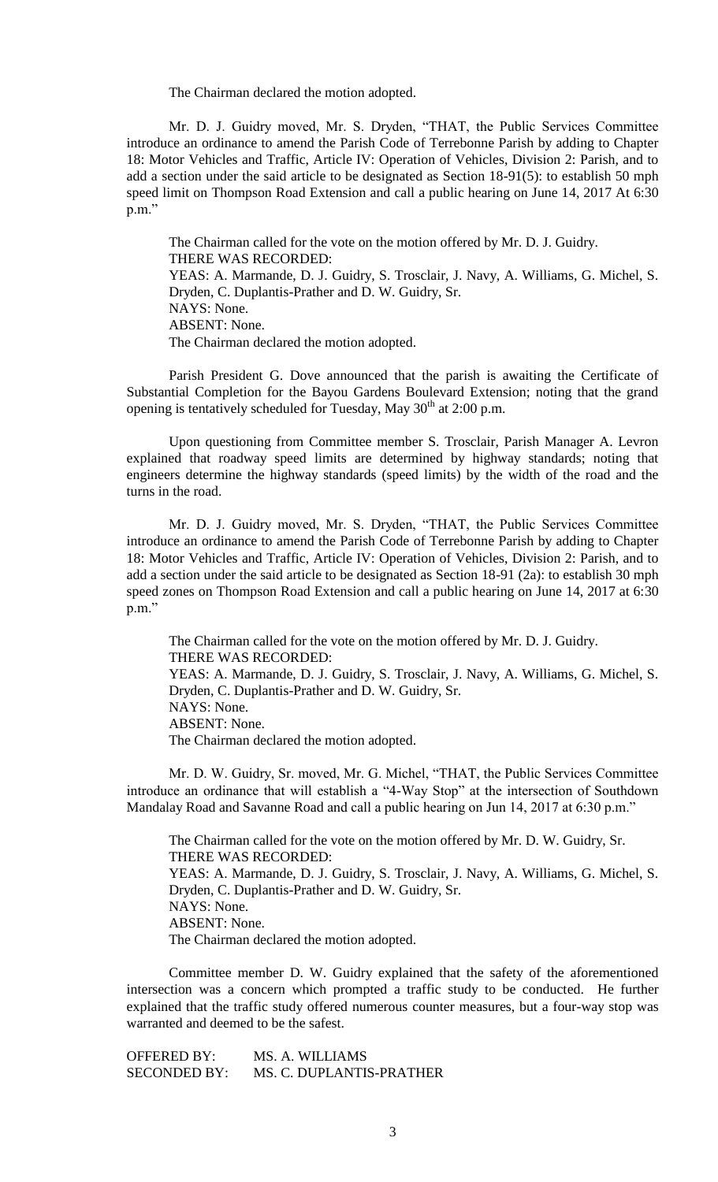The Chairman declared the motion adopted.

Mr. D. J. Guidry moved, Mr. S. Dryden, "THAT, the Public Services Committee introduce an ordinance to amend the Parish Code of Terrebonne Parish by adding to Chapter 18: Motor Vehicles and Traffic, Article IV: Operation of Vehicles, Division 2: Parish, and to add a section under the said article to be designated as Section 18-91(5): to establish 50 mph speed limit on Thompson Road Extension and call a public hearing on June 14, 2017 At 6:30 p.m."

The Chairman called for the vote on the motion offered by Mr. D. J. Guidry.
THERE WAS RECORDED:
YEAS: A. Marmande, D. J. Guidry, S. Trosclair, J. Navy, A. Williams, G. Michel, S. Dryden, C. Duplantis-Prather and D. W. Guidry, Sr.
NAYS: None.
ABSENT: None.
The Chairman declared the motion adopted.

Parish President G. Dove announced that the parish is awaiting the Certificate of Substantial Completion for the Bayou Gardens Boulevard Extension; noting that the grand opening is tentatively scheduled for Tuesday, May 30th at 2:00 p.m.

Upon questioning from Committee member S. Trosclair, Parish Manager A. Levron explained that roadway speed limits are determined by highway standards; noting that engineers determine the highway standards (speed limits) by the width of the road and the turns in the road.

Mr. D. J. Guidry moved, Mr. S. Dryden, "THAT, the Public Services Committee introduce an ordinance to amend the Parish Code of Terrebonne Parish by adding to Chapter 18: Motor Vehicles and Traffic, Article IV: Operation of Vehicles, Division 2: Parish, and to add a section under the said article to be designated as Section 18-91 (2a): to establish 30 mph speed zones on Thompson Road Extension and call a public hearing on June 14, 2017 at 6:30 p.m."

The Chairman called for the vote on the motion offered by Mr. D. J. Guidry.
THERE WAS RECORDED:
YEAS: A. Marmande, D. J. Guidry, S. Trosclair, J. Navy, A. Williams, G. Michel, S. Dryden, C. Duplantis-Prather and D. W. Guidry, Sr.
NAYS: None.
ABSENT: None.
The Chairman declared the motion adopted.

Mr. D. W. Guidry, Sr. moved, Mr. G. Michel, "THAT, the Public Services Committee introduce an ordinance that will establish a "4-Way Stop" at the intersection of Southdown Mandalay Road and Savanne Road and call a public hearing on Jun 14, 2017 at 6:30 p.m."

The Chairman called for the vote on the motion offered by Mr. D. W. Guidry, Sr.
THERE WAS RECORDED:
YEAS: A. Marmande, D. J. Guidry, S. Trosclair, J. Navy, A. Williams, G. Michel, S. Dryden, C. Duplantis-Prather and D. W. Guidry, Sr.
NAYS: None.
ABSENT: None.
The Chairman declared the motion adopted.

Committee member D. W. Guidry explained that the safety of the aforementioned intersection was a concern which prompted a traffic study to be conducted. He further explained that the traffic study offered numerous counter measures, but a four-way stop was warranted and deemed to be the safest.

OFFERED BY: MS. A. WILLIAMS
SECONDED BY: MS. C. DUPLANTIS-PRATHER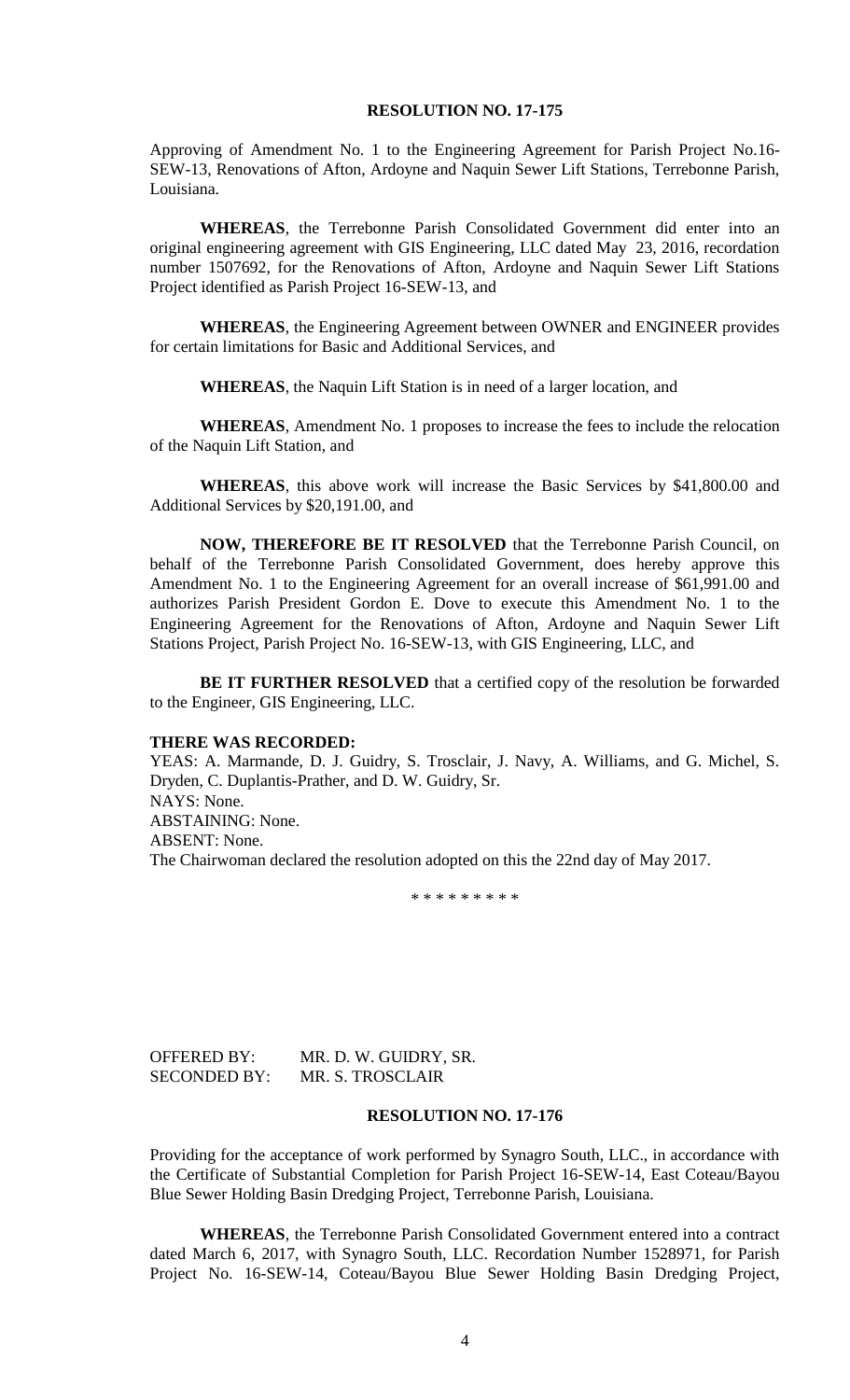**RESOLUTION NO. 17-175**

Approving of Amendment No. 1 to the Engineering Agreement for Parish Project No.16-SEW-13, Renovations of Afton, Ardoyne and Naquin Sewer Lift Stations, Terrebonne Parish, Louisiana.

**WHEREAS**, the Terrebonne Parish Consolidated Government did enter into an original engineering agreement with GIS Engineering, LLC dated May 23, 2016, recordation number 1507692, for the Renovations of Afton, Ardoyne and Naquin Sewer Lift Stations Project identified as Parish Project 16-SEW-13, and

**WHEREAS**, the Engineering Agreement between OWNER and ENGINEER provides for certain limitations for Basic and Additional Services, and

**WHEREAS**, the Naquin Lift Station is in need of a larger location, and

**WHEREAS**, Amendment No. 1 proposes to increase the fees to include the relocation of the Naquin Lift Station, and

**WHEREAS**, this above work will increase the Basic Services by $41,800.00 and Additional Services by $20,191.00, and

**NOW, THEREFORE BE IT RESOLVED** that the Terrebonne Parish Council, on behalf of the Terrebonne Parish Consolidated Government, does hereby approve this Amendment No. 1 to the Engineering Agreement for an overall increase of $61,991.00 and authorizes Parish President Gordon E. Dove to execute this Amendment No. 1 to the Engineering Agreement for the Renovations of Afton, Ardoyne and Naquin Sewer Lift Stations Project, Parish Project No. 16-SEW-13, with GIS Engineering, LLC, and

**BE IT FURTHER RESOLVED** that a certified copy of the resolution be forwarded to the Engineer, GIS Engineering, LLC.

**THERE WAS RECORDED:**

YEAS: A. Marmande, D. J. Guidry, S. Trosclair, J. Navy, A. Williams, and G. Michel, S. Dryden, C. Duplantis-Prather, and D. W. Guidry, Sr.

NAYS: None.

ABSTAINING: None.

ABSENT: None.

The Chairwoman declared the resolution adopted on this the 22nd day of May 2017.

\* \* \* \* \* \* \* \* \*

OFFERED BY: MR. D. W. GUIDRY, SR.

SECONDED BY: MR. S. TROSCLAIR

**RESOLUTION NO. 17-176**

Providing for the acceptance of work performed by Synagro South, LLC., in accordance with the Certificate of Substantial Completion for Parish Project 16-SEW-14, East Coteau/Bayou Blue Sewer Holding Basin Dredging Project, Terrebonne Parish, Louisiana.

**WHEREAS**, the Terrebonne Parish Consolidated Government entered into a contract dated March 6, 2017, with Synagro South, LLC. Recordation Number 1528971, for Parish Project No. 16-SEW-14, Coteau/Bayou Blue Sewer Holding Basin Dredging Project,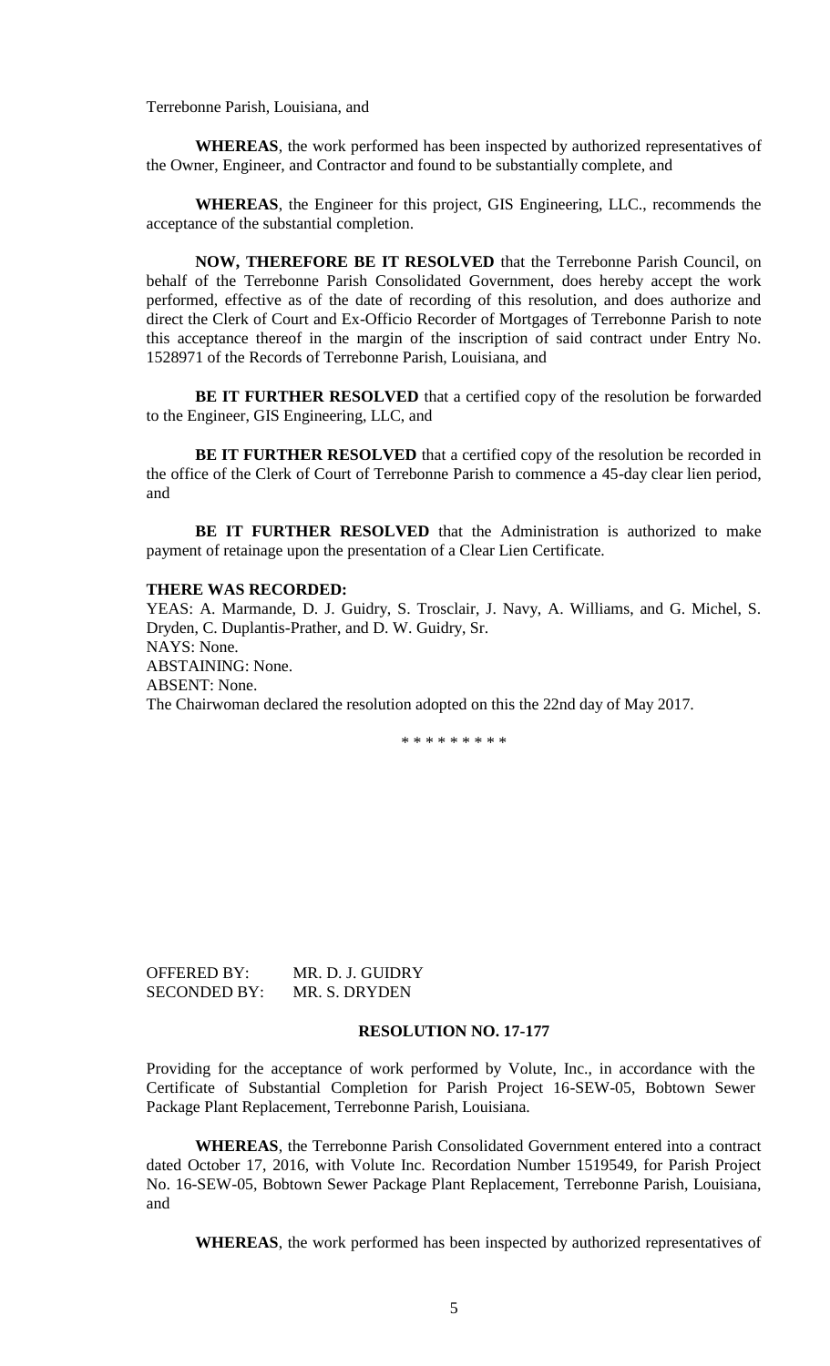Terrebonne Parish, Louisiana, and

**WHEREAS**, the work performed has been inspected by authorized representatives of the Owner, Engineer, and Contractor and found to be substantially complete, and

**WHEREAS**, the Engineer for this project, GIS Engineering, LLC., recommends the acceptance of the substantial completion.

**NOW, THEREFORE BE IT RESOLVED** that the Terrebonne Parish Council, on behalf of the Terrebonne Parish Consolidated Government, does hereby accept the work performed, effective as of the date of recording of this resolution, and does authorize and direct the Clerk of Court and Ex-Officio Recorder of Mortgages of Terrebonne Parish to note this acceptance thereof in the margin of the inscription of said contract under Entry No. 1528971 of the Records of Terrebonne Parish, Louisiana, and

**BE IT FURTHER RESOLVED** that a certified copy of the resolution be forwarded to the Engineer, GIS Engineering, LLC, and

**BE IT FURTHER RESOLVED** that a certified copy of the resolution be recorded in the office of the Clerk of Court of Terrebonne Parish to commence a 45-day clear lien period, and

**BE IT FURTHER RESOLVED** that the Administration is authorized to make payment of retainage upon the presentation of a Clear Lien Certificate.

**THERE WAS RECORDED:**

YEAS: A. Marmande, D. J. Guidry, S. Trosclair, J. Navy, A. Williams, and G. Michel, S. Dryden, C. Duplantis-Prather, and D. W. Guidry, Sr.
NAYS: None.
ABSTAINING: None.
ABSENT: None.
The Chairwoman declared the resolution adopted on this the 22nd day of May 2017.

\* \* \* \* \* \* \* \* \*

OFFERED BY: MR. D. J. GUIDRY
SECONDED BY: MR. S. DRYDEN

**RESOLUTION NO. 17-177**

Providing for the acceptance of work performed by Volute, Inc., in accordance with the Certificate of Substantial Completion for Parish Project 16-SEW-05, Bobtown Sewer Package Plant Replacement, Terrebonne Parish, Louisiana.

**WHEREAS**, the Terrebonne Parish Consolidated Government entered into a contract dated October 17, 2016, with Volute Inc. Recordation Number 1519549, for Parish Project No. 16-SEW-05, Bobtown Sewer Package Plant Replacement, Terrebonne Parish, Louisiana, and

**WHEREAS**, the work performed has been inspected by authorized representatives of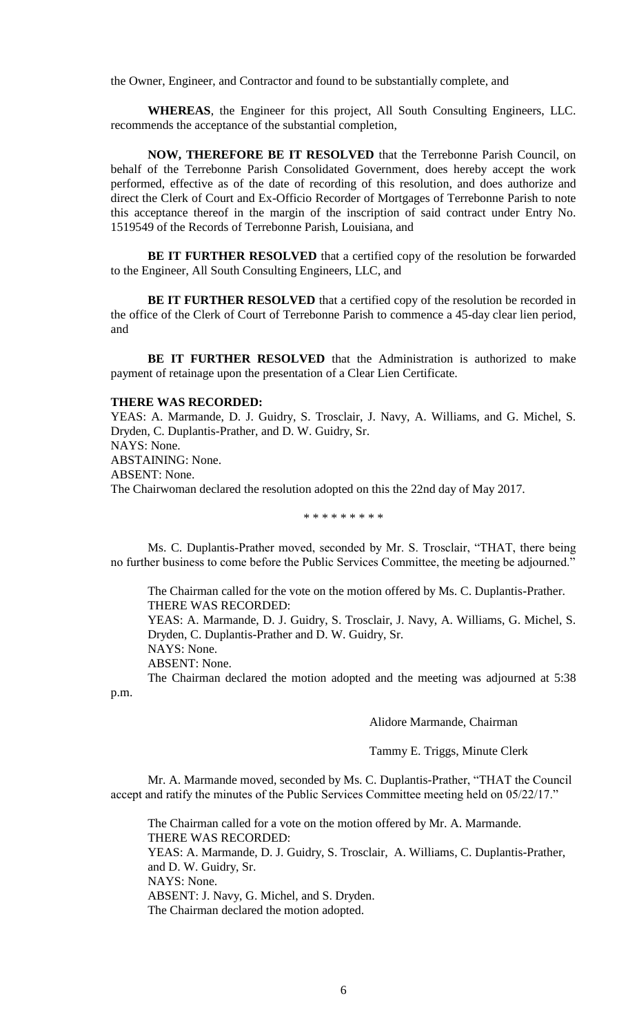the Owner, Engineer, and Contractor and found to be substantially complete, and

**WHEREAS**, the Engineer for this project, All South Consulting Engineers, LLC. recommends the acceptance of the substantial completion,

**NOW, THEREFORE BE IT RESOLVED** that the Terrebonne Parish Council, on behalf of the Terrebonne Parish Consolidated Government, does hereby accept the work performed, effective as of the date of recording of this resolution, and does authorize and direct the Clerk of Court and Ex-Officio Recorder of Mortgages of Terrebonne Parish to note this acceptance thereof in the margin of the inscription of said contract under Entry No. 1519549 of the Records of Terrebonne Parish, Louisiana, and

**BE IT FURTHER RESOLVED** that a certified copy of the resolution be forwarded to the Engineer, All South Consulting Engineers, LLC, and

**BE IT FURTHER RESOLVED** that a certified copy of the resolution be recorded in the office of the Clerk of Court of Terrebonne Parish to commence a 45-day clear lien period, and

**BE IT FURTHER RESOLVED** that the Administration is authorized to make payment of retainage upon the presentation of a Clear Lien Certificate.

**THERE WAS RECORDED:**

YEAS: A. Marmande, D. J. Guidry, S. Trosclair, J. Navy, A. Williams, and G. Michel, S. Dryden, C. Duplantis-Prather, and D. W. Guidry, Sr.
NAYS: None.
ABSTAINING: None.
ABSENT: None.
The Chairwoman declared the resolution adopted on this the 22nd day of May 2017.

\* \* \* \* \* \* \* \* \*

Ms. C. Duplantis-Prather moved, seconded by Mr. S. Trosclair, "THAT, there being no further business to come before the Public Services Committee, the meeting be adjourned."

The Chairman called for the vote on the motion offered by Ms. C. Duplantis-Prather.
THERE WAS RECORDED:
YEAS: A. Marmande, D. J. Guidry, S. Trosclair, J. Navy, A. Williams, G. Michel, S. Dryden, C. Duplantis-Prather and D. W. Guidry, Sr.
NAYS: None.
ABSENT: None.
The Chairman declared the motion adopted and the meeting was adjourned at 5:38 p.m.

Alidore Marmande, Chairman

Tammy E. Triggs, Minute Clerk

Mr. A. Marmande moved, seconded by Ms. C. Duplantis-Prather, "THAT the Council accept and ratify the minutes of the Public Services Committee meeting held on 05/22/17."

The Chairman called for a vote on the motion offered by Mr. A. Marmande.
THERE WAS RECORDED:
YEAS: A. Marmande, D. J. Guidry, S. Trosclair, A. Williams, C. Duplantis-Prather, and D. W. Guidry, Sr.
NAYS: None.
ABSENT: J. Navy, G. Michel, and S. Dryden.
The Chairman declared the motion adopted.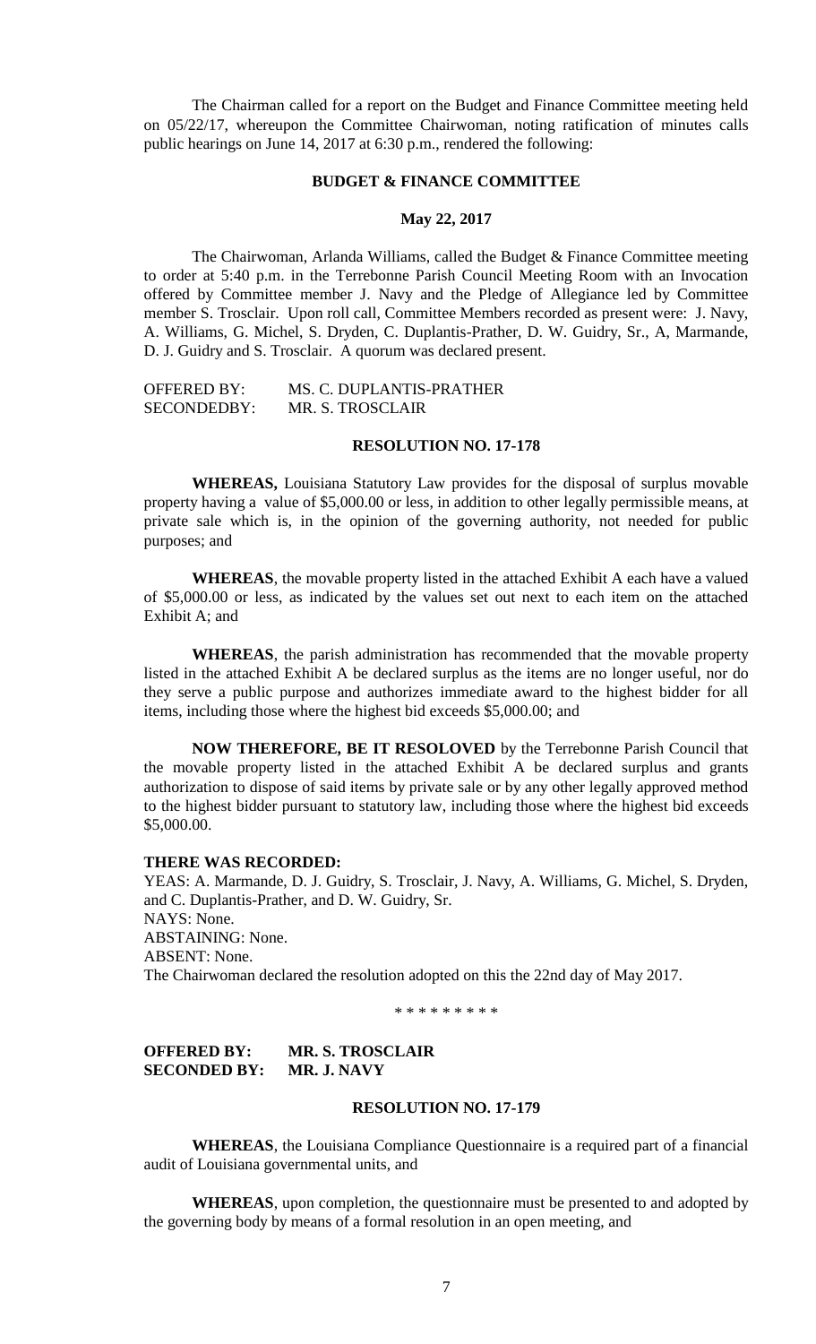The Chairman called for a report on the Budget and Finance Committee meeting held on 05/22/17, whereupon the Committee Chairwoman, noting ratification of minutes calls public hearings on June 14, 2017 at 6:30 p.m., rendered the following:

## BUDGET & FINANCE COMMITTEE

### May 22, 2017

The Chairwoman, Arlanda Williams, called the Budget & Finance Committee meeting to order at 5:40 p.m. in the Terrebonne Parish Council Meeting Room with an Invocation offered by Committee member J. Navy and the Pledge of Allegiance led by Committee member S. Trosclair. Upon roll call, Committee Members recorded as present were: J. Navy, A. Williams, G. Michel, S. Dryden, C. Duplantis-Prather, D. W. Guidry, Sr., A, Marmande, D. J. Guidry and S. Trosclair. A quorum was declared present.

OFFERED BY: MS. C. DUPLANTIS-PRATHER
SECONDEDBY: MR. S. TROSCLAIR

### RESOLUTION NO. 17-178

**WHEREAS,** Louisiana Statutory Law provides for the disposal of surplus movable property having a value of $5,000.00 or less, in addition to other legally permissible means, at private sale which is, in the opinion of the governing authority, not needed for public purposes; and

**WHEREAS**, the movable property listed in the attached Exhibit A each have a valued of $5,000.00 or less, as indicated by the values set out next to each item on the attached Exhibit A; and

**WHEREAS**, the parish administration has recommended that the movable property listed in the attached Exhibit A be declared surplus as the items are no longer useful, nor do they serve a public purpose and authorizes immediate award to the highest bidder for all items, including those where the highest bid exceeds $5,000.00; and

**NOW THEREFORE, BE IT RESOLOVED** by the Terrebonne Parish Council that the movable property listed in the attached Exhibit A be declared surplus and grants authorization to dispose of said items by private sale or by any other legally approved method to the highest bidder pursuant to statutory law, including those where the highest bid exceeds $5,000.00.

**THERE WAS RECORDED:**
YEAS: A. Marmande, D. J. Guidry, S. Trosclair, J. Navy, A. Williams, G. Michel, S. Dryden, and C. Duplantis-Prather, and D. W. Guidry, Sr.
NAYS: None.
ABSTAINING: None.
ABSENT: None.
The Chairwoman declared the resolution adopted on this the 22nd day of May 2017.

\* \* \* \* \* \* \* \* \*

**OFFERED BY: MR. S. TROSCLAIR**
**SECONDED BY: MR. J. NAVY**

### RESOLUTION NO. 17-179

**WHEREAS**, the Louisiana Compliance Questionnaire is a required part of a financial audit of Louisiana governmental units, and

**WHEREAS**, upon completion, the questionnaire must be presented to and adopted by the governing body by means of a formal resolution in an open meeting, and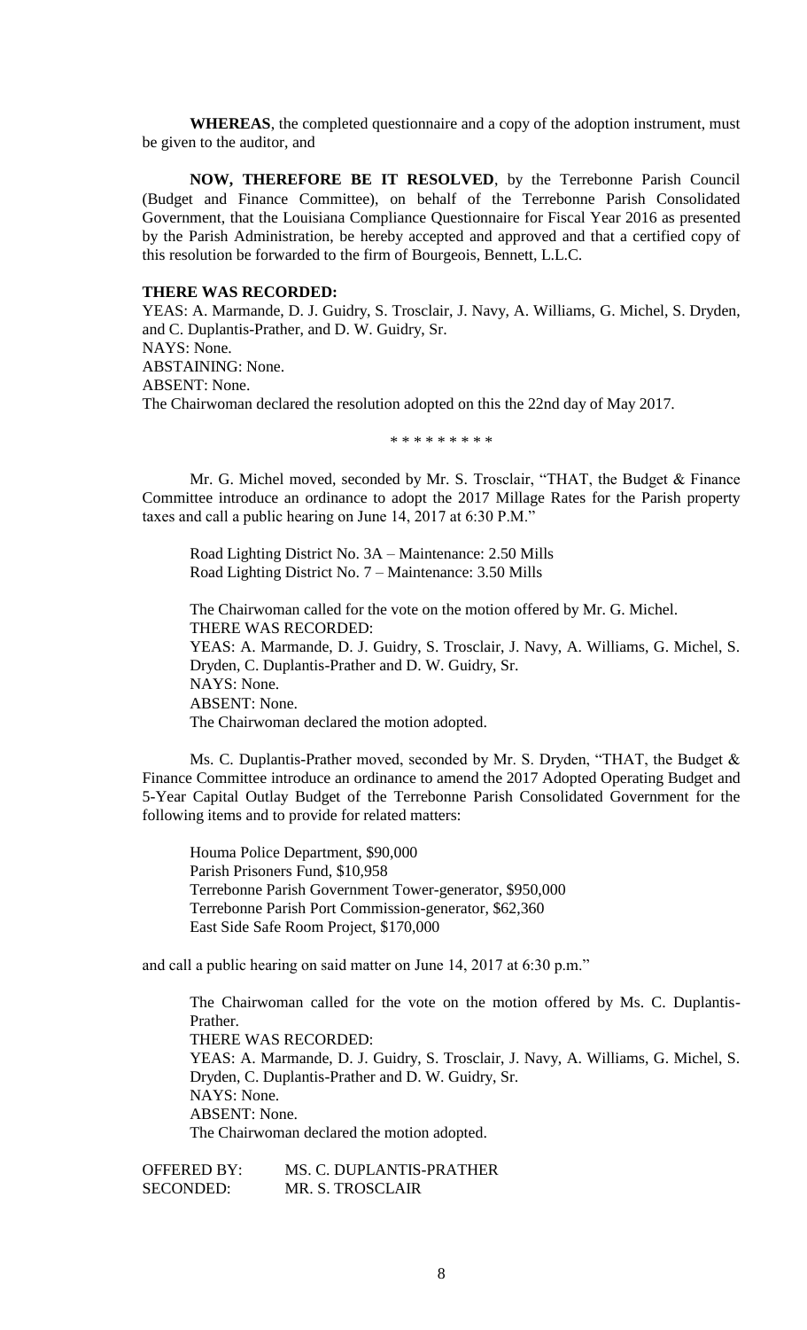**WHEREAS**, the completed questionnaire and a copy of the adoption instrument, must be given to the auditor, and

**NOW, THEREFORE BE IT RESOLVED**, by the Terrebonne Parish Council (Budget and Finance Committee), on behalf of the Terrebonne Parish Consolidated Government, that the Louisiana Compliance Questionnaire for Fiscal Year 2016 as presented by the Parish Administration, be hereby accepted and approved and that a certified copy of this resolution be forwarded to the firm of Bourgeois, Bennett, L.L.C.

**THERE WAS RECORDED:**

YEAS: A. Marmande, D. J. Guidry, S. Trosclair, J. Navy, A. Williams, G. Michel, S. Dryden, and C. Duplantis-Prather, and D. W. Guidry, Sr.
NAYS: None.
ABSTAINING: None.
ABSENT: None.
The Chairwoman declared the resolution adopted on this the 22nd day of May 2017.

\* \* \* \* \* \* \* \* \*

Mr. G. Michel moved, seconded by Mr. S. Trosclair, "THAT, the Budget & Finance Committee introduce an ordinance to adopt the 2017 Millage Rates for the Parish property taxes and call a public hearing on June 14, 2017 at 6:30 P.M."

Road Lighting District No. 3A – Maintenance: 2.50 Mills
Road Lighting District No. 7 – Maintenance: 3.50 Mills

The Chairwoman called for the vote on the motion offered by Mr. G. Michel.
THERE WAS RECORDED:
YEAS: A. Marmande, D. J. Guidry, S. Trosclair, J. Navy, A. Williams, G. Michel, S. Dryden, C. Duplantis-Prather and D. W. Guidry, Sr.
NAYS: None.
ABSENT: None.
The Chairwoman declared the motion adopted.

Ms. C. Duplantis-Prather moved, seconded by Mr. S. Dryden, "THAT, the Budget & Finance Committee introduce an ordinance to amend the 2017 Adopted Operating Budget and 5-Year Capital Outlay Budget of the Terrebonne Parish Consolidated Government for the following items and to provide for related matters:

Houma Police Department, $90,000
Parish Prisoners Fund, $10,958
Terrebonne Parish Government Tower-generator, $950,000
Terrebonne Parish Port Commission-generator, $62,360
East Side Safe Room Project, $170,000

and call a public hearing on said matter on June 14, 2017 at 6:30 p.m."

The Chairwoman called for the vote on the motion offered by Ms. C. Duplantis-Prather.
THERE WAS RECORDED:
YEAS: A. Marmande, D. J. Guidry, S. Trosclair, J. Navy, A. Williams, G. Michel, S. Dryden, C. Duplantis-Prather and D. W. Guidry, Sr.
NAYS: None.
ABSENT: None.
The Chairwoman declared the motion adopted.

OFFERED BY: MS. C. DUPLANTIS-PRATHER
SECONDED: MR. S. TROSCLAIR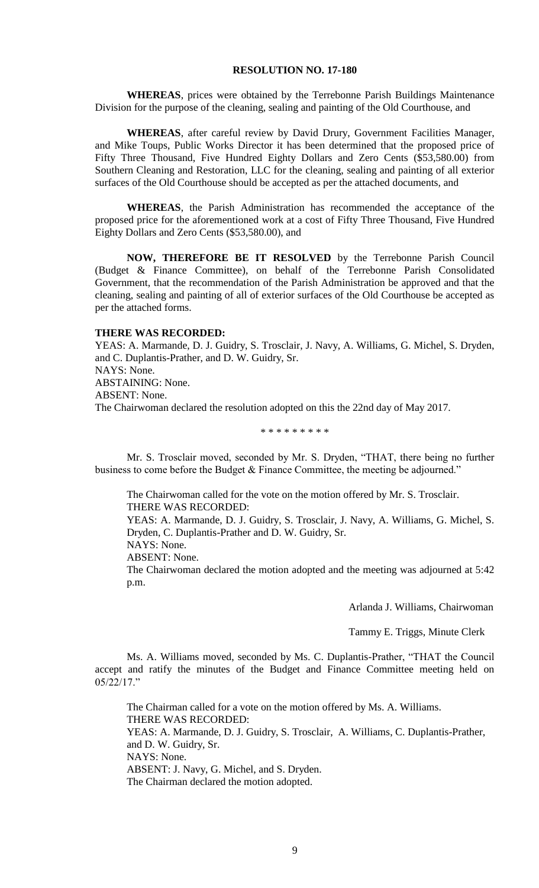**RESOLUTION NO. 17-180**

**WHEREAS**, prices were obtained by the Terrebonne Parish Buildings Maintenance Division for the purpose of the cleaning, sealing and painting of the Old Courthouse, and

**WHEREAS**, after careful review by David Drury, Government Facilities Manager, and Mike Toups, Public Works Director it has been determined that the proposed price of Fifty Three Thousand, Five Hundred Eighty Dollars and Zero Cents ($53,580.00) from Southern Cleaning and Restoration, LLC for the cleaning, sealing and painting of all exterior surfaces of the Old Courthouse should be accepted as per the attached documents, and

**WHEREAS**, the Parish Administration has recommended the acceptance of the proposed price for the aforementioned work at a cost of Fifty Three Thousand, Five Hundred Eighty Dollars and Zero Cents ($53,580.00), and

**NOW, THEREFORE BE IT RESOLVED** by the Terrebonne Parish Council (Budget & Finance Committee), on behalf of the Terrebonne Parish Consolidated Government, that the recommendation of the Parish Administration be approved and that the cleaning, sealing and painting of all of exterior surfaces of the Old Courthouse be accepted as per the attached forms.

**THERE WAS RECORDED:**
YEAS: A. Marmande, D. J. Guidry, S. Trosclair, J. Navy, A. Williams, G. Michel, S. Dryden, and C. Duplantis-Prather, and D. W. Guidry, Sr.
NAYS: None.
ABSTAINING: None.
ABSENT: None.
The Chairwoman declared the resolution adopted on this the 22nd day of May 2017.

\* \* \* \* \* \* \* \* \*

Mr. S. Trosclair moved, seconded by Mr. S. Dryden, "THAT, there being no further business to come before the Budget & Finance Committee, the meeting be adjourned."

The Chairwoman called for the vote on the motion offered by Mr. S. Trosclair.
THERE WAS RECORDED:
YEAS: A. Marmande, D. J. Guidry, S. Trosclair, J. Navy, A. Williams, G. Michel, S. Dryden, C. Duplantis-Prather and D. W. Guidry, Sr.
NAYS: None.
ABSENT: None.
The Chairwoman declared the motion adopted and the meeting was adjourned at 5:42 p.m.

Arlanda J. Williams, Chairwoman

Tammy E. Triggs, Minute Clerk

Ms. A. Williams moved, seconded by Ms. C. Duplantis-Prather, "THAT the Council accept and ratify the minutes of the Budget and Finance Committee meeting held on 05/22/17."

The Chairman called for a vote on the motion offered by Ms. A. Williams.
THERE WAS RECORDED:
YEAS: A. Marmande, D. J. Guidry, S. Trosclair, A. Williams, C. Duplantis-Prather, and D. W. Guidry, Sr.
NAYS: None.
ABSENT: J. Navy, G. Michel, and S. Dryden.
The Chairman declared the motion adopted.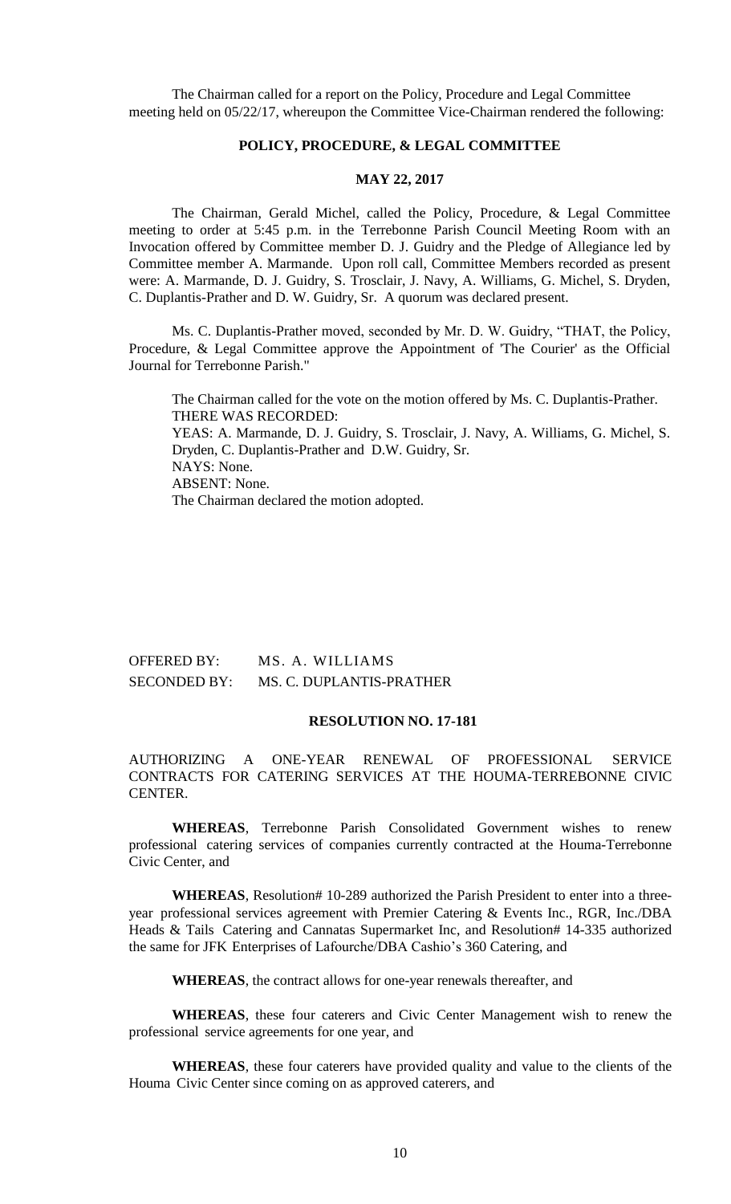The Chairman called for a report on the Policy, Procedure and Legal Committee meeting held on 05/22/17, whereupon the Committee Vice-Chairman rendered the following:

**POLICY, PROCEDURE, & LEGAL COMMITTEE**

**MAY 22, 2017**

The Chairman, Gerald Michel, called the Policy, Procedure, & Legal Committee meeting to order at 5:45 p.m. in the Terrebonne Parish Council Meeting Room with an Invocation offered by Committee member D. J. Guidry and the Pledge of Allegiance led by Committee member A. Marmande. Upon roll call, Committee Members recorded as present were: A. Marmande, D. J. Guidry, S. Trosclair, J. Navy, A. Williams, G. Michel, S. Dryden, C. Duplantis-Prather and D. W. Guidry, Sr. A quorum was declared present.

Ms. C. Duplantis-Prather moved, seconded by Mr. D. W. Guidry, "THAT, the Policy, Procedure, & Legal Committee approve the Appointment of 'The Courier' as the Official Journal for Terrebonne Parish."

The Chairman called for the vote on the motion offered by Ms. C. Duplantis-Prather.
THERE WAS RECORDED:
YEAS: A. Marmande, D. J. Guidry, S. Trosclair, J. Navy, A. Williams, G. Michel, S. Dryden, C. Duplantis-Prather and D.W. Guidry, Sr.
NAYS: None.
ABSENT: None.
The Chairman declared the motion adopted.

OFFERED BY: MS. A. WILLIAMS
SECONDED BY: MS. C. DUPLANTIS-PRATHER

**RESOLUTION NO. 17-181**

AUTHORIZING A ONE-YEAR RENEWAL OF PROFESSIONAL SERVICE CONTRACTS FOR CATERING SERVICES AT THE HOUMA-TERREBONNE CIVIC CENTER.

**WHEREAS**, Terrebonne Parish Consolidated Government wishes to renew professional catering services of companies currently contracted at the Houma-Terrebonne Civic Center, and

**WHEREAS**, Resolution# 10-289 authorized the Parish President to enter into a three-year professional services agreement with Premier Catering & Events Inc., RGR, Inc./DBA Heads & Tails Catering and Cannatas Supermarket Inc, and Resolution# 14-335 authorized the same for JFK Enterprises of Lafourche/DBA Cashio's 360 Catering, and

**WHEREAS**, the contract allows for one-year renewals thereafter, and

**WHEREAS**, these four caterers and Civic Center Management wish to renew the professional service agreements for one year, and

**WHEREAS**, these four caterers have provided quality and value to the clients of the Houma Civic Center since coming on as approved caterers, and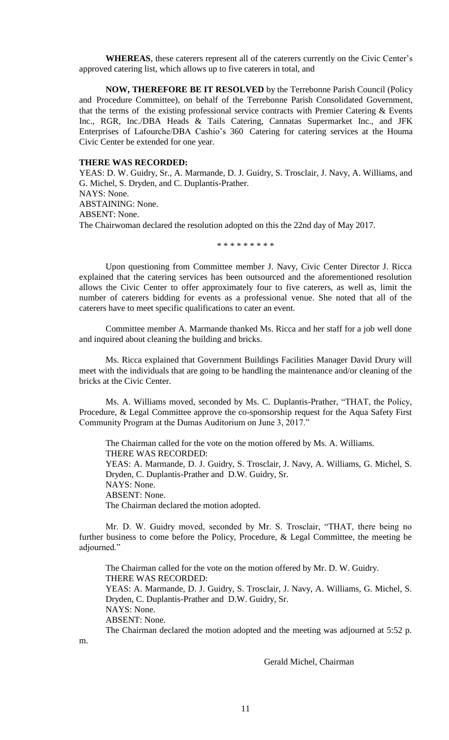**WHEREAS**, these caterers represent all of the caterers currently on the Civic Center's approved catering list, which allows up to five caterers in total, and

**NOW, THEREFORE BE IT RESOLVED** by the Terrebonne Parish Council (Policy and Procedure Committee), on behalf of the Terrebonne Parish Consolidated Government, that the terms of the existing professional service contracts with Premier Catering & Events Inc., RGR, Inc./DBA Heads & Tails Catering, Cannatas Supermarket Inc., and JFK Enterprises of Lafourche/DBA Cashio's 360 Catering for catering services at the Houma Civic Center be extended for one year.

**THERE WAS RECORDED:**

YEAS: D. W. Guidry, Sr., A. Marmande, D. J. Guidry, S. Trosclair, J. Navy, A. Williams, and G. Michel, S. Dryden, and C. Duplantis-Prather.
NAYS: None.
ABSTAINING: None.
ABSENT: None.
The Chairwoman declared the resolution adopted on this the 22nd day of May 2017.

\* \* \* \* \* \* \* \* \*

Upon questioning from Committee member J. Navy, Civic Center Director J. Ricca explained that the catering services has been outsourced and the aforementioned resolution allows the Civic Center to offer approximately four to five caterers, as well as, limit the number of caterers bidding for events as a professional venue. She noted that all of the caterers have to meet specific qualifications to cater an event.

Committee member A. Marmande thanked Ms. Ricca and her staff for a job well done and inquired about cleaning the building and bricks.

Ms. Ricca explained that Government Buildings Facilities Manager David Drury will meet with the individuals that are going to be handling the maintenance and/or cleaning of the bricks at the Civic Center.

Ms. A. Williams moved, seconded by Ms. C. Duplantis-Prather, "THAT, the Policy, Procedure, & Legal Committee approve the co-sponsorship request for the Aqua Safety First Community Program at the Dumas Auditorium on June 3, 2017."

The Chairman called for the vote on the motion offered by Ms. A. Williams.
THERE WAS RECORDED:
YEAS: A. Marmande, D. J. Guidry, S. Trosclair, J. Navy, A. Williams, G. Michel, S. Dryden, C. Duplantis-Prather and D.W. Guidry, Sr.
NAYS: None.
ABSENT: None.
The Chairman declared the motion adopted.

Mr. D. W. Guidry moved, seconded by Mr. S. Trosclair, "THAT, there being no further business to come before the Policy, Procedure, & Legal Committee, the meeting be adjourned."

The Chairman called for the vote on the motion offered by Mr. D. W. Guidry.
THERE WAS RECORDED:
YEAS: A. Marmande, D. J. Guidry, S. Trosclair, J. Navy, A. Williams, G. Michel, S. Dryden, C. Duplantis-Prather and D.W. Guidry, Sr.
NAYS: None.
ABSENT: None.
The Chairman declared the motion adopted and the meeting was adjourned at 5:52 p. m.

Gerald Michel, Chairman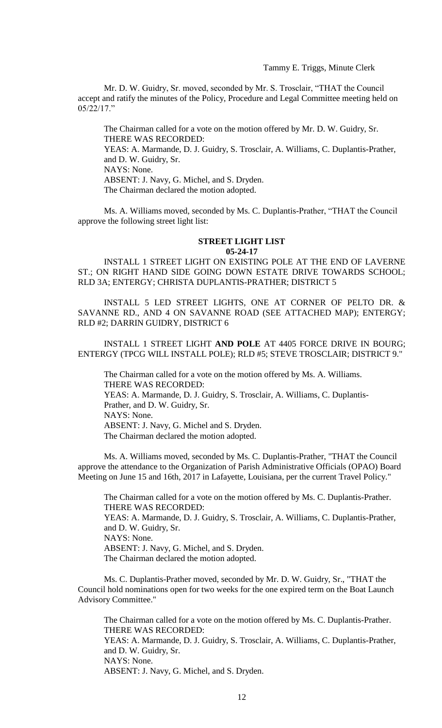Tammy E. Triggs, Minute Clerk

Mr. D. W. Guidry, Sr. moved, seconded by Mr. S. Trosclair, "THAT the Council accept and ratify the minutes of the Policy, Procedure and Legal Committee meeting held on 05/22/17."

The Chairman called for a vote on the motion offered by Mr. D. W. Guidry, Sr.
THERE WAS RECORDED:
YEAS: A. Marmande, D. J. Guidry, S. Trosclair, A. Williams, C. Duplantis-Prather, and D. W. Guidry, Sr.
NAYS: None.
ABSENT: J. Navy, G. Michel, and S. Dryden.
The Chairman declared the motion adopted.

Ms. A. Williams moved, seconded by Ms. C. Duplantis-Prather, "THAT the Council approve the following street light list:

**STREET LIGHT LIST**
**05-24-17**

INSTALL 1 STREET LIGHT ON EXISTING POLE AT THE END OF LAVERNE ST.; ON RIGHT HAND SIDE GOING DOWN ESTATE DRIVE TOWARDS SCHOOL; RLD 3A; ENTERGY; CHRISTA DUPLANTIS-PRATHER; DISTRICT 5

INSTALL 5 LED STREET LIGHTS, ONE AT CORNER OF PELTO DR. & SAVANNE RD., AND 4 ON SAVANNE ROAD (SEE ATTACHED MAP); ENTERGY; RLD #2; DARRIN GUIDRY, DISTRICT 6

INSTALL 1 STREET LIGHT **AND POLE** AT 4405 FORCE DRIVE IN BOURG; ENTERGY (TPCG WILL INSTALL POLE); RLD #5; STEVE TROSCLAIR; DISTRICT 9."

The Chairman called for a vote on the motion offered by Ms. A. Williams.
THERE WAS RECORDED:
YEAS: A. Marmande, D. J. Guidry, S. Trosclair, A. Williams, C. Duplantis-Prather, and D. W. Guidry, Sr.
NAYS: None.
ABSENT: J. Navy, G. Michel and S. Dryden.
The Chairman declared the motion adopted.

Ms. A. Williams moved, seconded by Ms. C. Duplantis-Prather, "THAT the Council approve the attendance to the Organization of Parish Administrative Officials (OPAO) Board Meeting on June 15 and 16th, 2017 in Lafayette, Louisiana, per the current Travel Policy."

The Chairman called for a vote on the motion offered by Ms. C. Duplantis-Prather.
THERE WAS RECORDED:
YEAS: A. Marmande, D. J. Guidry, S. Trosclair, A. Williams, C. Duplantis-Prather, and D. W. Guidry, Sr.
NAYS: None.
ABSENT: J. Navy, G. Michel, and S. Dryden.
The Chairman declared the motion adopted.

Ms. C. Duplantis-Prather moved, seconded by Mr. D. W. Guidry, Sr., "THAT the Council hold nominations open for two weeks for the one expired term on the Boat Launch Advisory Committee."

The Chairman called for a vote on the motion offered by Ms. C. Duplantis-Prather.
THERE WAS RECORDED:
YEAS: A. Marmande, D. J. Guidry, S. Trosclair, A. Williams, C. Duplantis-Prather, and D. W. Guidry, Sr.
NAYS: None.
ABSENT: J. Navy, G. Michel, and S. Dryden.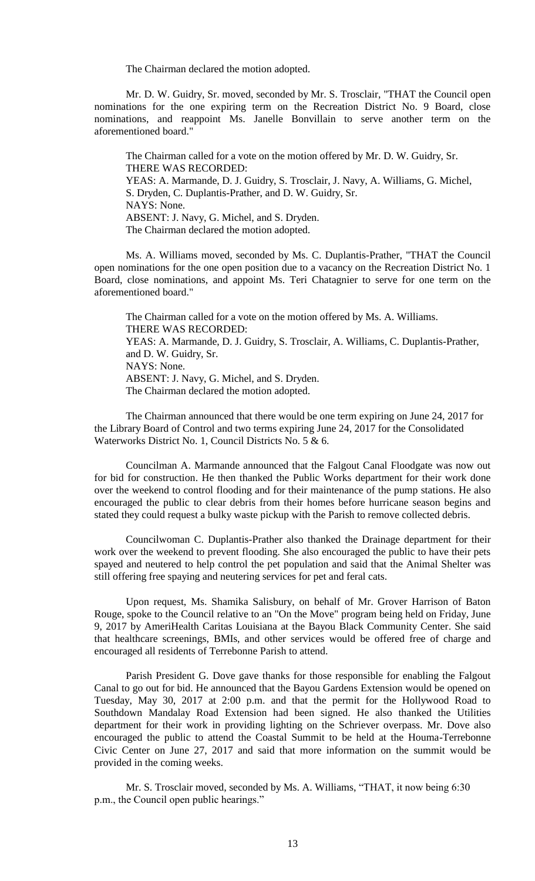The Chairman declared the motion adopted.

Mr. D. W. Guidry, Sr. moved, seconded by Mr. S. Trosclair, "THAT the Council open nominations for the one expiring term on the Recreation District No. 9 Board, close nominations, and reappoint Ms. Janelle Bonvillain to serve another term on the aforementioned board."

The Chairman called for a vote on the motion offered by Mr. D. W. Guidry, Sr.
THERE WAS RECORDED:
YEAS: A. Marmande, D. J. Guidry, S. Trosclair, J. Navy, A. Williams, G. Michel, S. Dryden, C. Duplantis-Prather, and D. W. Guidry, Sr.
NAYS: None.
ABSENT: J. Navy, G. Michel, and S. Dryden.
The Chairman declared the motion adopted.

Ms. A. Williams moved, seconded by Ms. C. Duplantis-Prather, "THAT the Council open nominations for the one open position due to a vacancy on the Recreation District No. 1 Board, close nominations, and appoint Ms. Teri Chatagnier to serve for one term on the aforementioned board."

The Chairman called for a vote on the motion offered by Ms. A. Williams.
THERE WAS RECORDED:
YEAS: A. Marmande, D. J. Guidry, S. Trosclair, A. Williams, C. Duplantis-Prather, and D. W. Guidry, Sr.
NAYS: None.
ABSENT: J. Navy, G. Michel, and S. Dryden.
The Chairman declared the motion adopted.

The Chairman announced that there would be one term expiring on June 24, 2017 for the Library Board of Control and two terms expiring June 24, 2017 for the Consolidated Waterworks District No. 1, Council Districts No. 5 & 6.

Councilman A. Marmande announced that the Falgout Canal Floodgate was now out for bid for construction. He then thanked the Public Works department for their work done over the weekend to control flooding and for their maintenance of the pump stations. He also encouraged the public to clear debris from their homes before hurricane season begins and stated they could request a bulky waste pickup with the Parish to remove collected debris.

Councilwoman C. Duplantis-Prather also thanked the Drainage department for their work over the weekend to prevent flooding. She also encouraged the public to have their pets spayed and neutered to help control the pet population and said that the Animal Shelter was still offering free spaying and neutering services for pet and feral cats.

Upon request, Ms. Shamika Salisbury, on behalf of Mr. Grover Harrison of Baton Rouge, spoke to the Council relative to an "On the Move" program being held on Friday, June 9, 2017 by AmeriHealth Caritas Louisiana at the Bayou Black Community Center. She said that healthcare screenings, BMIs, and other services would be offered free of charge and encouraged all residents of Terrebonne Parish to attend.

Parish President G. Dove gave thanks for those responsible for enabling the Falgout Canal to go out for bid. He announced that the Bayou Gardens Extension would be opened on Tuesday, May 30, 2017 at 2:00 p.m. and that the permit for the Hollywood Road to Southdown Mandalay Road Extension had been signed. He also thanked the Utilities department for their work in providing lighting on the Schriever overpass. Mr. Dove also encouraged the public to attend the Coastal Summit to be held at the Houma-Terrebonne Civic Center on June 27, 2017 and said that more information on the summit would be provided in the coming weeks.

Mr. S. Trosclair moved, seconded by Ms. A. Williams, "THAT, it now being 6:30 p.m., the Council open public hearings."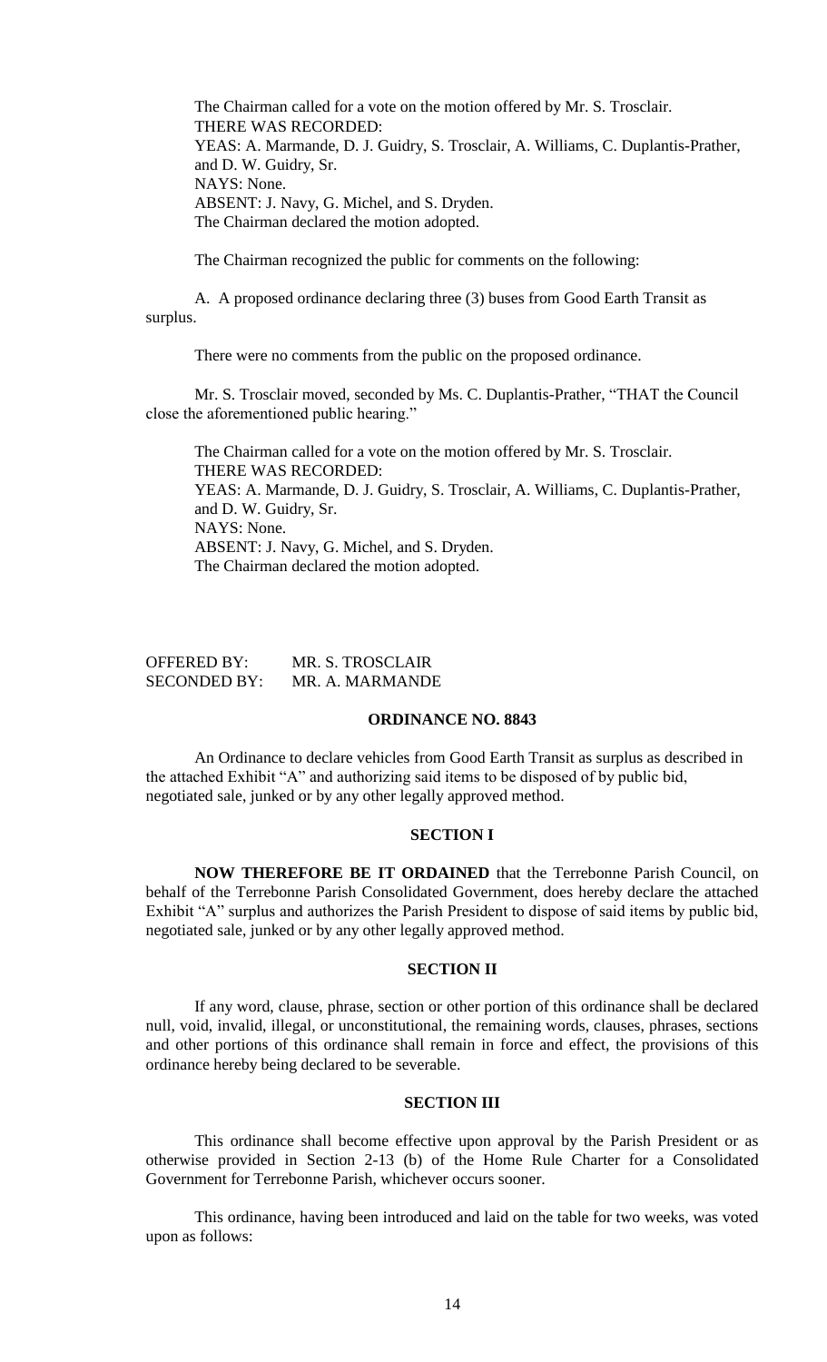The Chairman called for a vote on the motion offered by Mr. S. Trosclair.
THERE WAS RECORDED:
YEAS: A. Marmande, D. J. Guidry, S. Trosclair, A. Williams, C. Duplantis-Prather, and D. W. Guidry, Sr.
NAYS: None.
ABSENT: J. Navy, G. Michel, and S. Dryden.
The Chairman declared the motion adopted.

The Chairman recognized the public for comments on the following:

A. A proposed ordinance declaring three (3) buses from Good Earth Transit as surplus.

There were no comments from the public on the proposed ordinance.

Mr. S. Trosclair moved, seconded by Ms. C. Duplantis-Prather, "THAT the Council close the aforementioned public hearing."

The Chairman called for a vote on the motion offered by Mr. S. Trosclair.
THERE WAS RECORDED:
YEAS: A. Marmande, D. J. Guidry, S. Trosclair, A. Williams, C. Duplantis-Prather, and D. W. Guidry, Sr.
NAYS: None.
ABSENT: J. Navy, G. Michel, and S. Dryden.
The Chairman declared the motion adopted.

OFFERED BY: MR. S. TROSCLAIR
SECONDED BY: MR. A. MARMANDE

**ORDINANCE NO. 8843**

An Ordinance to declare vehicles from Good Earth Transit as surplus as described in the attached Exhibit "A" and authorizing said items to be disposed of by public bid, negotiated sale, junked or by any other legally approved method.

**SECTION I**

**NOW THEREFORE BE IT ORDAINED** that the Terrebonne Parish Council, on behalf of the Terrebonne Parish Consolidated Government, does hereby declare the attached Exhibit "A" surplus and authorizes the Parish President to dispose of said items by public bid, negotiated sale, junked or by any other legally approved method.

**SECTION II**

If any word, clause, phrase, section or other portion of this ordinance shall be declared null, void, invalid, illegal, or unconstitutional, the remaining words, clauses, phrases, sections and other portions of this ordinance shall remain in force and effect, the provisions of this ordinance hereby being declared to be severable.

**SECTION III**

This ordinance shall become effective upon approval by the Parish President or as otherwise provided in Section 2-13 (b) of the Home Rule Charter for a Consolidated Government for Terrebonne Parish, whichever occurs sooner.

This ordinance, having been introduced and laid on the table for two weeks, was voted upon as follows: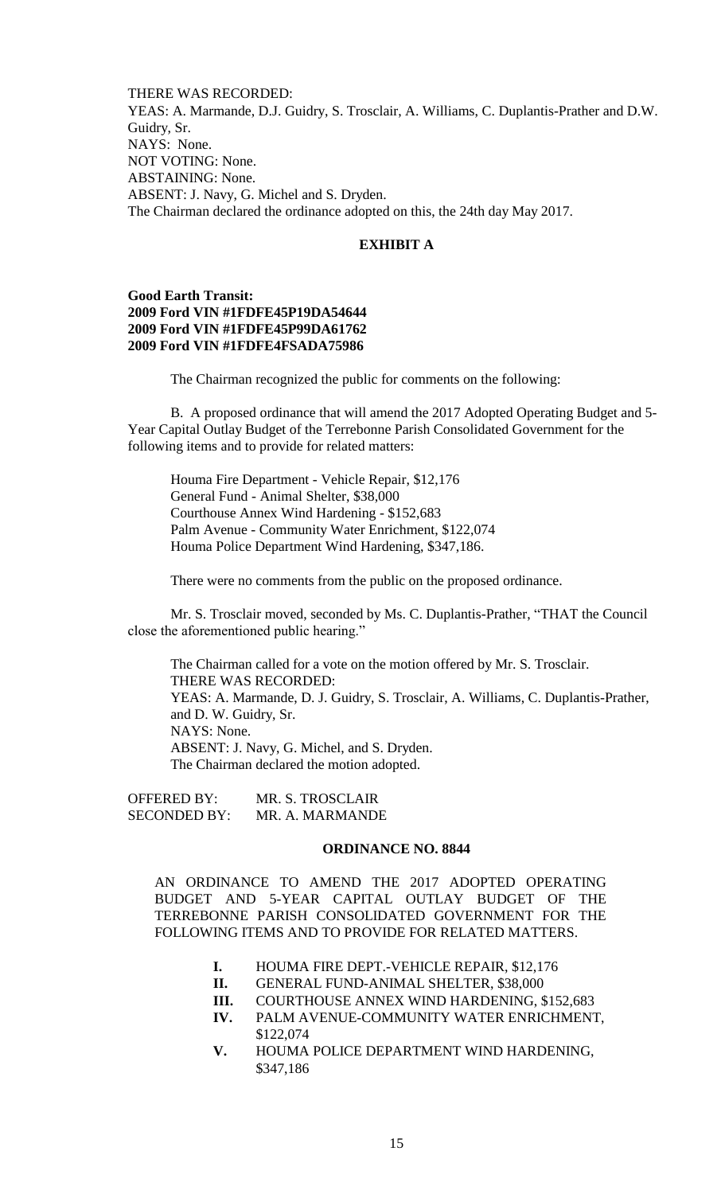THERE WAS RECORDED:
YEAS: A. Marmande, D.J. Guidry, S. Trosclair, A. Williams, C. Duplantis-Prather and D.W. Guidry, Sr.
NAYS: None.
NOT VOTING: None.
ABSTAINING: None.
ABSENT: J. Navy, G. Michel and S. Dryden.
The Chairman declared the ordinance adopted on this, the 24th day May 2017.

**EXHIBIT A**

**Good Earth Transit:**
**2009 Ford VIN #1FDFE45P19DA54644**
**2009 Ford VIN #1FDFE45P99DA61762**
**2009 Ford VIN #1FDFE4FSADA75986**

The Chairman recognized the public for comments on the following:

B. A proposed ordinance that will amend the 2017 Adopted Operating Budget and 5-Year Capital Outlay Budget of the Terrebonne Parish Consolidated Government for the following items and to provide for related matters:

Houma Fire Department - Vehicle Repair, $12,176
General Fund - Animal Shelter, $38,000
Courthouse Annex Wind Hardening - $152,683
Palm Avenue - Community Water Enrichment, $122,074
Houma Police Department Wind Hardening, $347,186.

There were no comments from the public on the proposed ordinance.

Mr. S. Trosclair moved, seconded by Ms. C. Duplantis-Prather, "THAT the Council close the aforementioned public hearing."

The Chairman called for a vote on the motion offered by Mr. S. Trosclair.
THERE WAS RECORDED:
YEAS: A. Marmande, D. J. Guidry, S. Trosclair, A. Williams, C. Duplantis-Prather, and D. W. Guidry, Sr.
NAYS: None.
ABSENT: J. Navy, G. Michel, and S. Dryden.
The Chairman declared the motion adopted.

OFFERED BY: MR. S. TROSCLAIR
SECONDED BY: MR. A. MARMANDE

**ORDINANCE NO. 8844**

AN ORDINANCE TO AMEND THE 2017 ADOPTED OPERATING BUDGET AND 5-YEAR CAPITAL OUTLAY BUDGET OF THE TERREBONNE PARISH CONSOLIDATED GOVERNMENT FOR THE FOLLOWING ITEMS AND TO PROVIDE FOR RELATED MATTERS.

**I.** HOUMA FIRE DEPT.-VEHICLE REPAIR, $12,176
**II.** GENERAL FUND-ANIMAL SHELTER, $38,000
**III.** COURTHOUSE ANNEX WIND HARDENING, $152,683
**IV.** PALM AVENUE-COMMUNITY WATER ENRICHMENT, $122,074
**V.** HOUMA POLICE DEPARTMENT WIND HARDENING, $347,186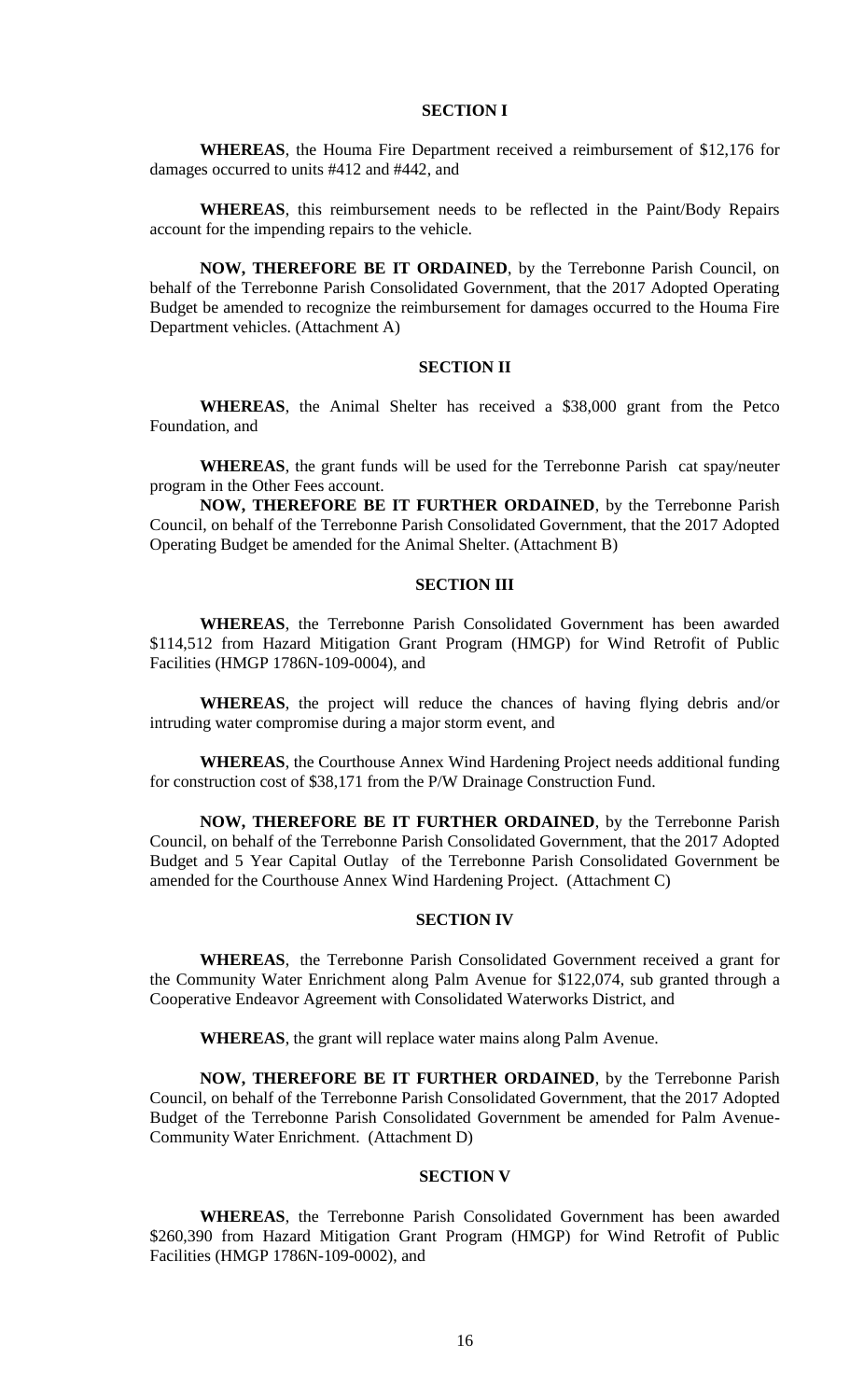## SECTION I

**WHEREAS**, the Houma Fire Department received a reimbursement of $12,176 for damages occurred to units #412 and #442, and

**WHEREAS**, this reimbursement needs to be reflected in the Paint/Body Repairs account for the impending repairs to the vehicle.

**NOW, THEREFORE BE IT ORDAINED**, by the Terrebonne Parish Council, on behalf of the Terrebonne Parish Consolidated Government, that the 2017 Adopted Operating Budget be amended to recognize the reimbursement for damages occurred to the Houma Fire Department vehicles. (Attachment A)

## SECTION II

**WHEREAS**, the Animal Shelter has received a $38,000 grant from the Petco Foundation, and

**WHEREAS**, the grant funds will be used for the Terrebonne Parish cat spay/neuter program in the Other Fees account.

**NOW, THEREFORE BE IT FURTHER ORDAINED**, by the Terrebonne Parish Council, on behalf of the Terrebonne Parish Consolidated Government, that the 2017 Adopted Operating Budget be amended for the Animal Shelter. (Attachment B)

## SECTION III

**WHEREAS**, the Terrebonne Parish Consolidated Government has been awarded $114,512 from Hazard Mitigation Grant Program (HMGP) for Wind Retrofit of Public Facilities (HMGP 1786N-109-0004), and

**WHEREAS**, the project will reduce the chances of having flying debris and/or intruding water compromise during a major storm event, and

**WHEREAS**, the Courthouse Annex Wind Hardening Project needs additional funding for construction cost of $38,171 from the P/W Drainage Construction Fund.

**NOW, THEREFORE BE IT FURTHER ORDAINED**, by the Terrebonne Parish Council, on behalf of the Terrebonne Parish Consolidated Government, that the 2017 Adopted Budget and 5 Year Capital Outlay of the Terrebonne Parish Consolidated Government be amended for the Courthouse Annex Wind Hardening Project. (Attachment C)

## SECTION IV

**WHEREAS**, the Terrebonne Parish Consolidated Government received a grant for the Community Water Enrichment along Palm Avenue for $122,074, sub granted through a Cooperative Endeavor Agreement with Consolidated Waterworks District, and

**WHEREAS**, the grant will replace water mains along Palm Avenue.

**NOW, THEREFORE BE IT FURTHER ORDAINED**, by the Terrebonne Parish Council, on behalf of the Terrebonne Parish Consolidated Government, that the 2017 Adopted Budget of the Terrebonne Parish Consolidated Government be amended for Palm Avenue-Community Water Enrichment. (Attachment D)

## SECTION V

**WHEREAS**, the Terrebonne Parish Consolidated Government has been awarded $260,390 from Hazard Mitigation Grant Program (HMGP) for Wind Retrofit of Public Facilities (HMGP 1786N-109-0002), and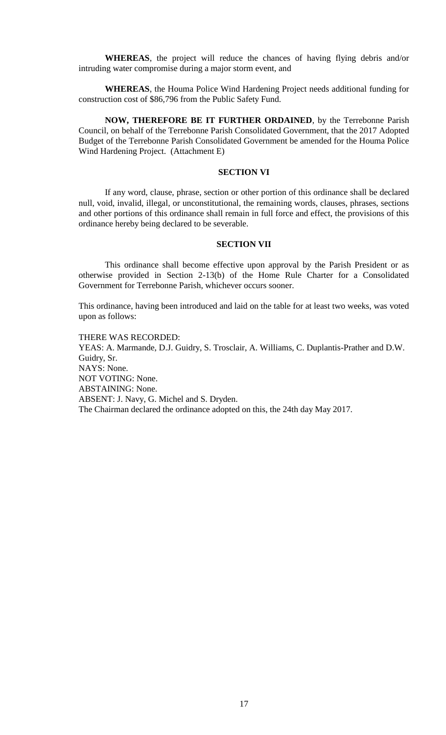**WHEREAS**, the project will reduce the chances of having flying debris and/or intruding water compromise during a major storm event, and

**WHEREAS**, the Houma Police Wind Hardening Project needs additional funding for construction cost of $86,796 from the Public Safety Fund.

**NOW, THEREFORE BE IT FURTHER ORDAINED**, by the Terrebonne Parish Council, on behalf of the Terrebonne Parish Consolidated Government, that the 2017 Adopted Budget of the Terrebonne Parish Consolidated Government be amended for the Houma Police Wind Hardening Project. (Attachment E)

**SECTION VI**

If any word, clause, phrase, section or other portion of this ordinance shall be declared null, void, invalid, illegal, or unconstitutional, the remaining words, clauses, phrases, sections and other portions of this ordinance shall remain in full force and effect, the provisions of this ordinance hereby being declared to be severable.

**SECTION VII**

This ordinance shall become effective upon approval by the Parish President or as otherwise provided in Section 2-13(b) of the Home Rule Charter for a Consolidated Government for Terrebonne Parish, whichever occurs sooner.

This ordinance, having been introduced and laid on the table for at least two weeks, was voted upon as follows:

THERE WAS RECORDED:
YEAS: A. Marmande, D.J. Guidry, S. Trosclair, A. Williams, C. Duplantis-Prather and D.W. Guidry, Sr.
NAYS: None.
NOT VOTING: None.
ABSTAINING: None.
ABSENT: J. Navy, G. Michel and S. Dryden.
The Chairman declared the ordinance adopted on this, the 24th day May 2017.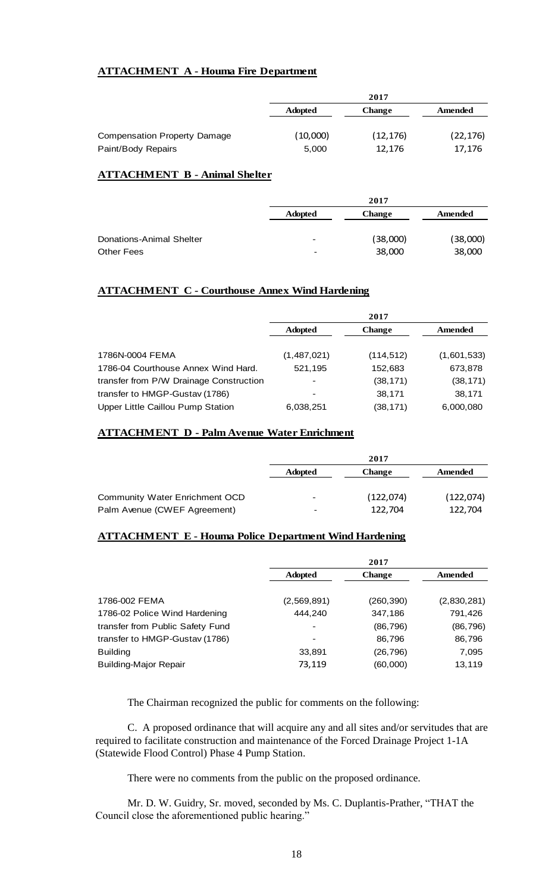**ATTACHMENT A - Houma Fire Department**

| | 2017 | | |
|---|---|---|---|
| | Adopted | Change | Amended |
| Compensation Property Damage | (10,000) | (12,176) | (22,176) |
| Paint/Body Repairs | 5,000 | 12,176 | 17,176 |

**ATTACHMENT B - Animal Shelter**

| | 2017 | | |
|---|---|---|---|
| | Adopted | Change | Amended |
| Donations-Animal Shelter | - | (38,000) | (38,000) |
| Other Fees | - | 38,000 | 38,000 |

**ATTACHMENT C - Courthouse Annex Wind Hardening**

| | 2017 | | |
|---|---|---|---|
| | Adopted | Change | Amended |
| 1786N-0004 FEMA | (1,487,021) | (114,512) | (1,601,533) |
| 1786-04 Courthouse Annex Wind Hard. | 521,195 | 152,683 | 673,878 |
| transfer from P/W Drainage Construction | - | (38,171) | (38,171) |
| transfer to HMGP-Gustav (1786) | - | 38,171 | 38,171 |
| Upper Little Caillou Pump Station | 6,038,251 | (38,171) | 6,000,080 |

**ATTACHMENT D - Palm Avenue Water Enrichment**

| | 2017 | | |
|---|---|---|---|
| | Adopted | Change | Amended |
| Community Water Enrichment OCD | - | (122,074) | (122,074) |
| Palm Avenue (CWEF Agreement) | - | 122,704 | 122,704 |

**ATTACHMENT E - Houma Police Department Wind Hardening**

| | 2017 | | |
|---|---|---|---|
| | Adopted | Change | Amended |
| 1786-002 FEMA | (2,569,891) | (260,390) | (2,830,281) |
| 1786-02 Police Wind Hardening | 444,240 | 347,186 | 791,426 |
| transfer from Public Safety Fund | - | (86,796) | (86,796) |
| transfer to HMGP-Gustav (1786) | - | 86,796 | 86,796 |
| Building | 33,891 | (26,796) | 7,095 |
| Building-Major Repair | 73,119 | (60,000) | 13,119 |

The Chairman recognized the public for comments on the following:

C. A proposed ordinance that will acquire any and all sites and/or servitudes that are required to facilitate construction and maintenance of the Forced Drainage Project 1-1A (Statewide Flood Control) Phase 4 Pump Station.

There were no comments from the public on the proposed ordinance.

Mr. D. W. Guidry, Sr. moved, seconded by Ms. C. Duplantis-Prather, "THAT the Council close the aforementioned public hearing."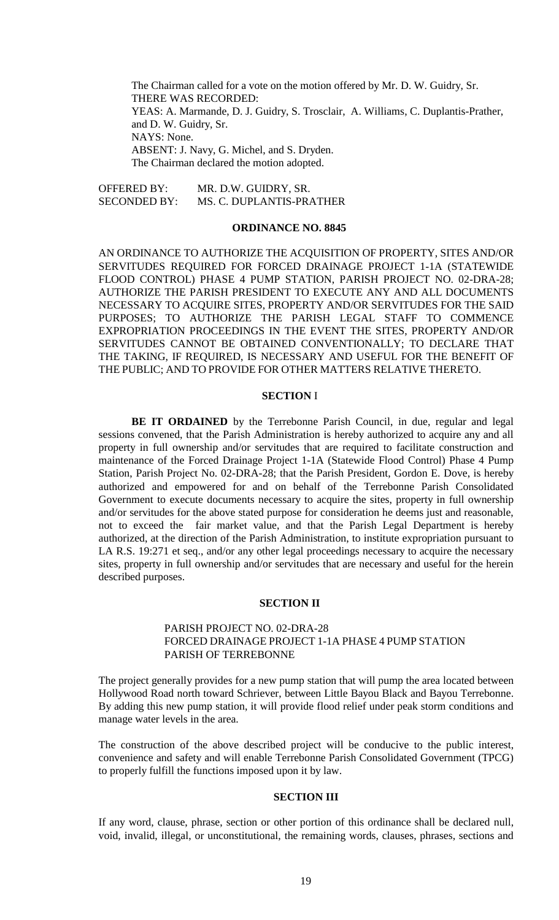The Chairman called for a vote on the motion offered by Mr. D. W. Guidry, Sr.
THERE WAS RECORDED:
YEAS: A. Marmande, D. J. Guidry, S. Trosclair, A. Williams, C. Duplantis-Prather, and D. W. Guidry, Sr.
NAYS: None.
ABSENT: J. Navy, G. Michel, and S. Dryden.
The Chairman declared the motion adopted.

OFFERED BY: MR. D.W. GUIDRY, SR.
SECONDED BY: MS. C. DUPLANTIS-PRATHER

**ORDINANCE NO. 8845**

AN ORDINANCE TO AUTHORIZE THE ACQUISITION OF PROPERTY, SITES AND/OR SERVITUDES REQUIRED FOR FORCED DRAINAGE PROJECT 1-1A (STATEWIDE FLOOD CONTROL) PHASE 4 PUMP STATION, PARISH PROJECT NO. 02-DRA-28; AUTHORIZE THE PARISH PRESIDENT TO EXECUTE ANY AND ALL DOCUMENTS NECESSARY TO ACQUIRE SITES, PROPERTY AND/OR SERVITUDES FOR THE SAID PURPOSES; TO AUTHORIZE THE PARISH LEGAL STAFF TO COMMENCE EXPROPRIATION PROCEEDINGS IN THE EVENT THE SITES, PROPERTY AND/OR SERVITUDES CANNOT BE OBTAINED CONVENTIONALLY; TO DECLARE THAT THE TAKING, IF REQUIRED, IS NECESSARY AND USEFUL FOR THE BENEFIT OF THE PUBLIC; AND TO PROVIDE FOR OTHER MATTERS RELATIVE THERETO.

**SECTION I**

**BE IT ORDAINED** by the Terrebonne Parish Council, in due, regular and legal sessions convened, that the Parish Administration is hereby authorized to acquire any and all property in full ownership and/or servitudes that are required to facilitate construction and maintenance of the Forced Drainage Project 1-1A (Statewide Flood Control) Phase 4 Pump Station, Parish Project No. 02-DRA-28; that the Parish President, Gordon E. Dove, is hereby authorized and empowered for and on behalf of the Terrebonne Parish Consolidated Government to execute documents necessary to acquire the sites, property in full ownership and/or servitudes for the above stated purpose for consideration he deems just and reasonable, not to exceed the fair market value, and that the Parish Legal Department is hereby authorized, at the direction of the Parish Administration, to institute expropriation pursuant to LA R.S. 19:271 et seq., and/or any other legal proceedings necessary to acquire the necessary sites, property in full ownership and/or servitudes that are necessary and useful for the herein described purposes.

**SECTION II**

PARISH PROJECT NO. 02-DRA-28
FORCED DRAINAGE PROJECT 1-1A PHASE 4 PUMP STATION
PARISH OF TERREBONNE

The project generally provides for a new pump station that will pump the area located between Hollywood Road north toward Schriever, between Little Bayou Black and Bayou Terrebonne. By adding this new pump station, it will provide flood relief under peak storm conditions and manage water levels in the area.

The construction of the above described project will be conducive to the public interest, convenience and safety and will enable Terrebonne Parish Consolidated Government (TPCG) to properly fulfill the functions imposed upon it by law.

**SECTION III**

If any word, clause, phrase, section or other portion of this ordinance shall be declared null, void, invalid, illegal, or unconstitutional, the remaining words, clauses, phrases, sections and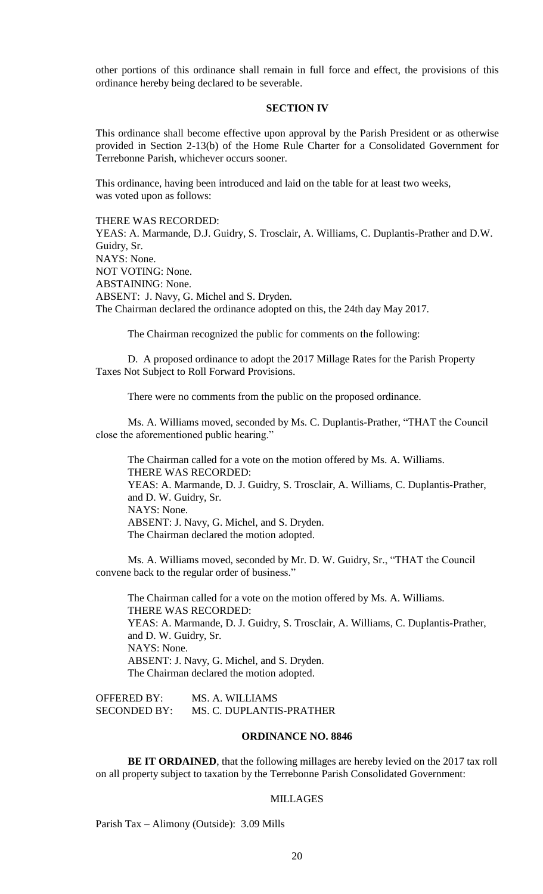other portions of this ordinance shall remain in full force and effect, the provisions of this ordinance hereby being declared to be severable.

### SECTION IV

This ordinance shall become effective upon approval by the Parish President or as otherwise provided in Section 2-13(b) of the Home Rule Charter for a Consolidated Government for Terrebonne Parish, whichever occurs sooner.

This ordinance, having been introduced and laid on the table for at least two weeks, was voted upon as follows:

THERE WAS RECORDED:
YEAS: A. Marmande, D.J. Guidry, S. Trosclair, A. Williams, C. Duplantis-Prather and D.W. Guidry, Sr.
NAYS: None.
NOT VOTING: None.
ABSTAINING: None.
ABSENT: J. Navy, G. Michel and S. Dryden.
The Chairman declared the ordinance adopted on this, the 24th day May 2017.

The Chairman recognized the public for comments on the following:

D. A proposed ordinance to adopt the 2017 Millage Rates for the Parish Property Taxes Not Subject to Roll Forward Provisions.

There were no comments from the public on the proposed ordinance.

Ms. A. Williams moved, seconded by Ms. C. Duplantis-Prather, "THAT the Council close the aforementioned public hearing."

The Chairman called for a vote on the motion offered by Ms. A. Williams.
THERE WAS RECORDED:
YEAS: A. Marmande, D. J. Guidry, S. Trosclair, A. Williams, C. Duplantis-Prather, and D. W. Guidry, Sr.
NAYS: None.
ABSENT: J. Navy, G. Michel, and S. Dryden.
The Chairman declared the motion adopted.

Ms. A. Williams moved, seconded by Mr. D. W. Guidry, Sr., "THAT the Council convene back to the regular order of business."

The Chairman called for a vote on the motion offered by Ms. A. Williams.
THERE WAS RECORDED:
YEAS: A. Marmande, D. J. Guidry, S. Trosclair, A. Williams, C. Duplantis-Prather, and D. W. Guidry, Sr.
NAYS: None.
ABSENT: J. Navy, G. Michel, and S. Dryden.
The Chairman declared the motion adopted.

OFFERED BY: MS. A. WILLIAMS
SECONDED BY: MS. C. DUPLANTIS-PRATHER

### ORDINANCE NO. 8846

**BE IT ORDAINED**, that the following millages are hereby levied on the 2017 tax roll on all property subject to taxation by the Terrebonne Parish Consolidated Government:

MILLAGES

Parish Tax – Alimony (Outside): 3.09 Mills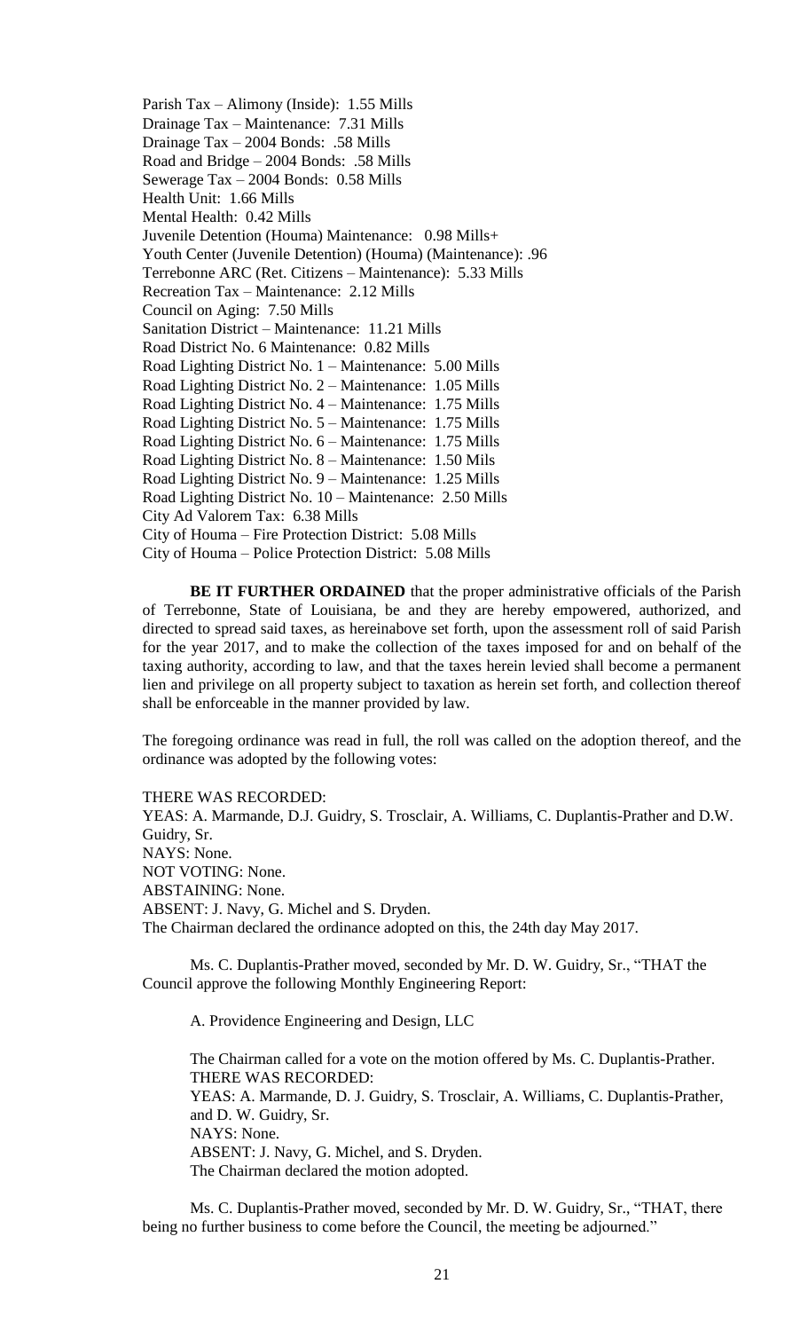Parish Tax – Alimony (Inside): 1.55 Mills
Drainage Tax – Maintenance: 7.31 Mills
Drainage Tax – 2004 Bonds: .58 Mills
Road and Bridge – 2004 Bonds: .58 Mills
Sewerage Tax – 2004 Bonds: 0.58 Mills
Health Unit: 1.66 Mills
Mental Health: 0.42 Mills
Juvenile Detention (Houma) Maintenance: 0.98 Mills+
Youth Center (Juvenile Detention) (Houma) (Maintenance): .96
Terrebonne ARC (Ret. Citizens – Maintenance): 5.33 Mills
Recreation Tax – Maintenance: 2.12 Mills
Council on Aging: 7.50 Mills
Sanitation District – Maintenance: 11.21 Mills
Road District No. 6 Maintenance: 0.82 Mills
Road Lighting District No. 1 – Maintenance: 5.00 Mills
Road Lighting District No. 2 – Maintenance: 1.05 Mills
Road Lighting District No. 4 – Maintenance: 1.75 Mills
Road Lighting District No. 5 – Maintenance: 1.75 Mills
Road Lighting District No. 6 – Maintenance: 1.75 Mills
Road Lighting District No. 8 – Maintenance: 1.50 Mils
Road Lighting District No. 9 – Maintenance: 1.25 Mills
Road Lighting District No. 10 – Maintenance: 2.50 Mills
City Ad Valorem Tax: 6.38 Mills
City of Houma – Fire Protection District: 5.08 Mills
City of Houma – Police Protection District: 5.08 Mills

**BE IT FURTHER ORDAINED** that the proper administrative officials of the Parish of Terrebonne, State of Louisiana, be and they are hereby empowered, authorized, and directed to spread said taxes, as hereinabove set forth, upon the assessment roll of said Parish for the year 2017, and to make the collection of the taxes imposed for and on behalf of the taxing authority, according to law, and that the taxes herein levied shall become a permanent lien and privilege on all property subject to taxation as herein set forth, and collection thereof shall be enforceable in the manner provided by law.

The foregoing ordinance was read in full, the roll was called on the adoption thereof, and the ordinance was adopted by the following votes:

THERE WAS RECORDED:
YEAS: A. Marmande, D.J. Guidry, S. Trosclair, A. Williams, C. Duplantis-Prather and D.W. Guidry, Sr.
NAYS: None.
NOT VOTING: None.
ABSTAINING: None.
ABSENT: J. Navy, G. Michel and S. Dryden.
The Chairman declared the ordinance adopted on this, the 24th day May 2017.

Ms. C. Duplantis-Prather moved, seconded by Mr. D. W. Guidry, Sr., "THAT the Council approve the following Monthly Engineering Report:

A. Providence Engineering and Design, LLC

The Chairman called for a vote on the motion offered by Ms. C. Duplantis-Prather.
THERE WAS RECORDED:
YEAS: A. Marmande, D. J. Guidry, S. Trosclair, A. Williams, C. Duplantis-Prather, and D. W. Guidry, Sr.
NAYS: None.
ABSENT: J. Navy, G. Michel, and S. Dryden.
The Chairman declared the motion adopted.

Ms. C. Duplantis-Prather moved, seconded by Mr. D. W. Guidry, Sr., "THAT, there being no further business to come before the Council, the meeting be adjourned."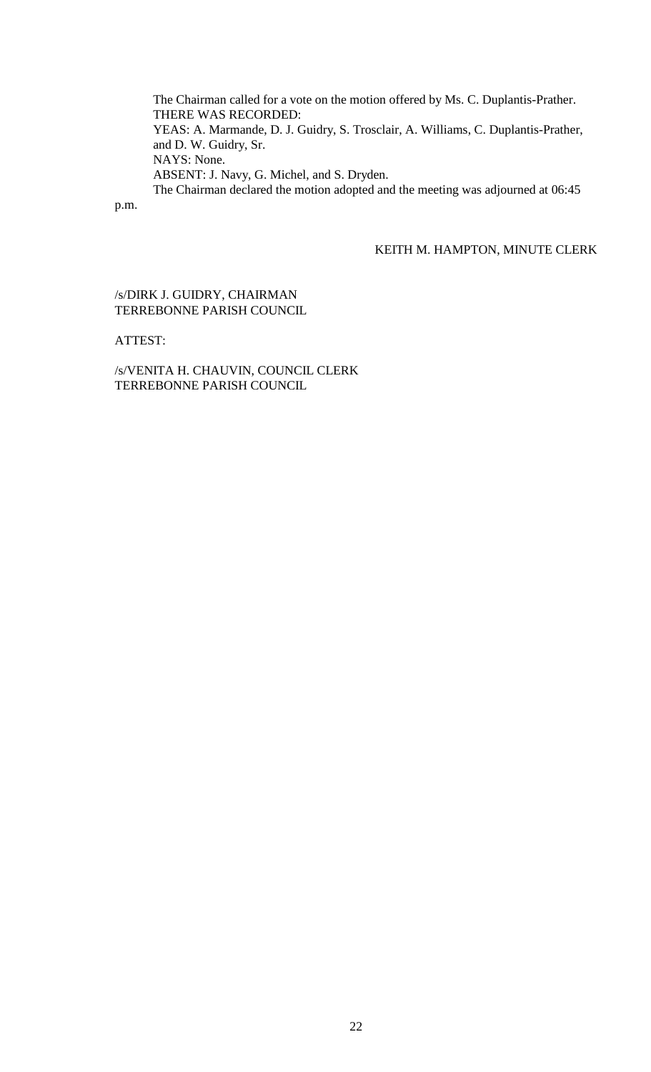The Chairman called for a vote on the motion offered by Ms. C. Duplantis-Prather. THERE WAS RECORDED:

YEAS: A. Marmande, D. J. Guidry, S. Trosclair, A. Williams, C. Duplantis-Prather, and D. W. Guidry, Sr.

NAYS: None.

ABSENT: J. Navy, G. Michel, and S. Dryden.

The Chairman declared the motion adopted and the meeting was adjourned at 06:45 p.m.

KEITH M. HAMPTON, MINUTE CLERK

/s/DIRK J. GUIDRY, CHAIRMAN
TERREBONNE PARISH COUNCIL

ATTEST:

/s/VENITA H. CHAUVIN, COUNCIL CLERK
TERREBONNE PARISH COUNCIL